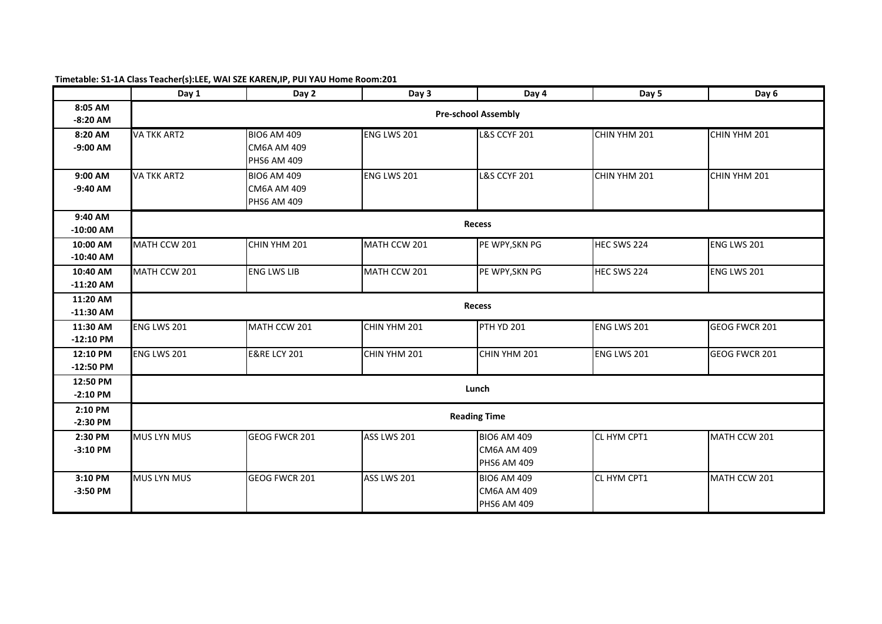**Timetable: S1-1A Class Teacher(s):LEE, WAI SZE KAREN,IP, PUI YAU Home Room:201**

| | Day 1 | Day 2 | Day 3 | Day 4 | Day 5 | Day 6 |
|---|---|---|---|---|---|---|
| 8:05 AM -8:20 AM | Pre-school Assembly | | | | | |
| 8:20 AM -9:00 AM | VA TKK ART2 | BIO6 AM 409<br>CM6A AM 409<br>PHS6 AM 409 | ENG LWS 201 | L&S CCYF 201 | CHIN YHM 201 | CHIN YHM 201 |
| 9:00 AM -9:40 AM | VA TKK ART2 | BIO6 AM 409<br>CM6A AM 409<br>PHS6 AM 409 | ENG LWS 201 | L&S CCYF 201 | CHIN YHM 201 | CHIN YHM 201 |
| 9:40 AM -10:00 AM | Recess | | | | | |
| 10:00 AM -10:40 AM | MATH CCW 201 | CHIN YHM 201 | MATH CCW 201 | PE WPY,SKN PG | HEC SWS 224 | ENG LWS 201 |
| 10:40 AM -11:20 AM | MATH CCW 201 | ENG LWS LIB | MATH CCW 201 | PE WPY,SKN PG | HEC SWS 224 | ENG LWS 201 |
| 11:20 AM -11:30 AM | Recess | | | | | |
| 11:30 AM -12:10 PM | ENG LWS 201 | MATH CCW 201 | CHIN YHM 201 | PTH YD 201 | ENG LWS 201 | GEOG FWCR 201 |
| 12:10 PM -12:50 PM | ENG LWS 201 | E&RE LCY 201 | CHIN YHM 201 | CHIN YHM 201 | ENG LWS 201 | GEOG FWCR 201 |
| 12:50 PM -2:10 PM | Lunch | | | | | |
| 2:10 PM -2:30 PM | Reading Time | | | | | |
| 2:30 PM -3:10 PM | MUS LYN MUS | GEOG FWCR 201 | ASS LWS 201 | BIO6 AM 409<br>CM6A AM 409<br>PHS6 AM 409 | CL HYM CPT1 | MATH CCW 201 |
| 3:10 PM -3:50 PM | MUS LYN MUS | GEOG FWCR 201 | ASS LWS 201 | BIO6 AM 409<br>CM6A AM 409<br>PHS6 AM 409 | CL HYM CPT1 | MATH CCW 201 |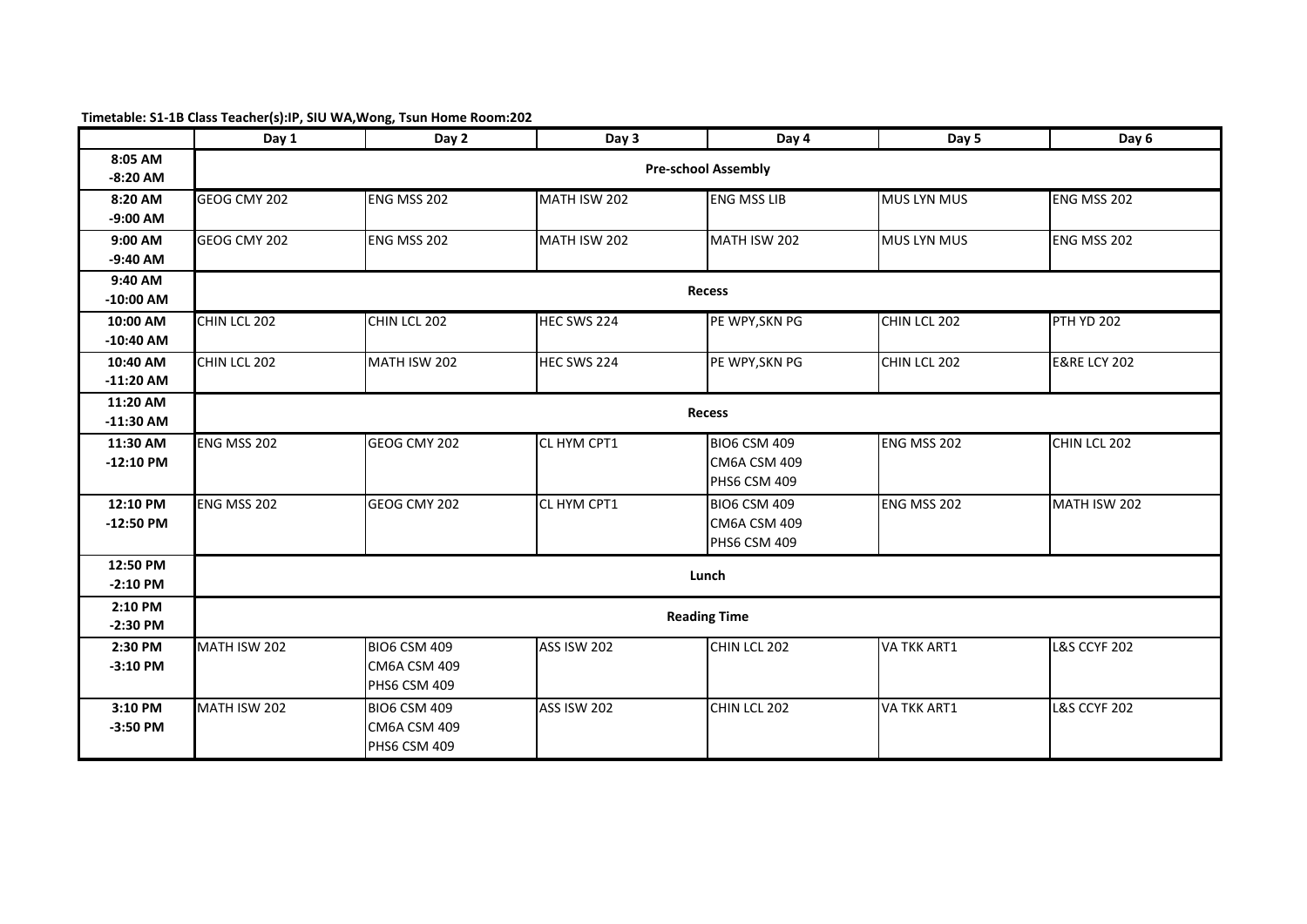**Timetable: S1-1B Class Teacher(s):IP, SIU WA,Wong, Tsun Home Room:202**

| | Day 1 | Day 2 | Day 3 | Day 4 | Day 5 | Day 6 |
|---|---|---|---|---|---|---|
| 8:05 AM -8:20 AM | **Pre-school Assembly** | | | | | |
| 8:20 AM -9:00 AM | GEOG CMY 202 | ENG MSS 202 | MATH ISW 202 | ENG MSS LIB | MUS LYN MUS | ENG MSS 202 |
| 9:00 AM -9:40 AM | GEOG CMY 202 | ENG MSS 202 | MATH ISW 202 | MATH ISW 202 | MUS LYN MUS | ENG MSS 202 |
| 9:40 AM -10:00 AM | **Recess** | | | | | |
| 10:00 AM -10:40 AM | CHIN LCL 202 | CHIN LCL 202 | HEC SWS 224 | PE WPY,SKN PG | CHIN LCL 202 | PTH YD 202 |
| 10:40 AM -11:20 AM | CHIN LCL 202 | MATH ISW 202 | HEC SWS 224 | PE WPY,SKN PG | CHIN LCL 202 | E&RE LCY 202 |
| 11:20 AM -11:30 AM | **Recess** | | | | | |
| 11:30 AM -12:10 PM | ENG MSS 202 | GEOG CMY 202 | CL HYM CPT1 | BIO6 CSM 409<br>CM6A CSM 409<br>PHS6 CSM 409 | ENG MSS 202 | CHIN LCL 202 |
| 12:10 PM -12:50 PM | ENG MSS 202 | GEOG CMY 202 | CL HYM CPT1 | BIO6 CSM 409<br>CM6A CSM 409<br>PHS6 CSM 409 | ENG MSS 202 | MATH ISW 202 |
| 12:50 PM -2:10 PM | **Lunch** | | | | | |
| 2:10 PM -2:30 PM | **Reading Time** | | | | | |
| 2:30 PM -3:10 PM | MATH ISW 202 | BIO6 CSM 409<br>CM6A CSM 409<br>PHS6 CSM 409 | ASS ISW 202 | CHIN LCL 202 | VA TKK ART1 | L&S CCYF 202 |
| 3:10 PM -3:50 PM | MATH ISW 202 | BIO6 CSM 409<br>CM6A CSM 409<br>PHS6 CSM 409 | ASS ISW 202 | CHIN LCL 202 | VA TKK ART1 | L&S CCYF 202 |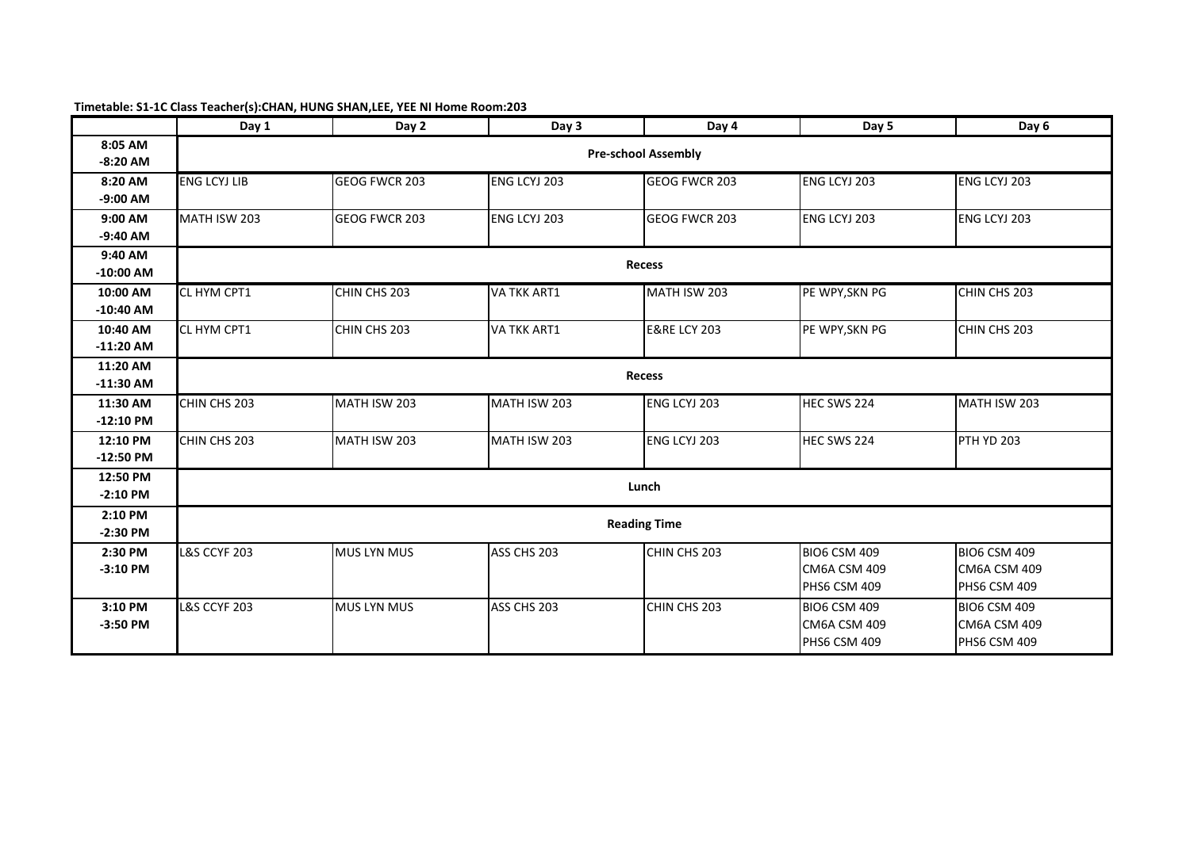**Timetable: S1-1C Class Teacher(s):CHAN, HUNG SHAN,LEE, YEE NI Home Room:203**

| | Day 1 | Day 2 | Day 3 | Day 4 | Day 5 | Day 6 |
|---|---|---|---|---|---|---|
| 8:05 AM -8:20 AM | Pre-school Assembly | | | | | |
| 8:20 AM -9:00 AM | ENG LCYJ LIB | GEOG FWCR 203 | ENG LCYJ 203 | GEOG FWCR 203 | ENG LCYJ 203 | ENG LCYJ 203 |
| 9:00 AM -9:40 AM | MATH ISW 203 | GEOG FWCR 203 | ENG LCYJ 203 | GEOG FWCR 203 | ENG LCYJ 203 | ENG LCYJ 203 |
| 9:40 AM -10:00 AM | Recess | | | | | |
| 10:00 AM -10:40 AM | CL HYM CPT1 | CHIN CHS 203 | VA TKK ART1 | MATH ISW 203 | PE WPY,SKN PG | CHIN CHS 203 |
| 10:40 AM -11:20 AM | CL HYM CPT1 | CHIN CHS 203 | VA TKK ART1 | E&RE LCY 203 | PE WPY,SKN PG | CHIN CHS 203 |
| 11:20 AM -11:30 AM | Recess | | | | | |
| 11:30 AM -12:10 PM | CHIN CHS 203 | MATH ISW 203 | MATH ISW 203 | ENG LCYJ 203 | HEC SWS 224 | MATH ISW 203 |
| 12:10 PM -12:50 PM | CHIN CHS 203 | MATH ISW 203 | MATH ISW 203 | ENG LCYJ 203 | HEC SWS 224 | PTH YD 203 |
| 12:50 PM -2:10 PM | Lunch | | | | | |
| 2:10 PM -2:30 PM | Reading Time | | | | | |
| 2:30 PM -3:10 PM | L&S CCYF 203 | MUS LYN MUS | ASS CHS 203 | CHIN CHS 203 | BIO6 CSM 409<br>CM6A CSM 409<br>PHS6 CSM 409 | BIO6 CSM 409<br>CM6A CSM 409<br>PHS6 CSM 409 |
| 3:10 PM -3:50 PM | L&S CCYF 203 | MUS LYN MUS | ASS CHS 203 | CHIN CHS 203 | BIO6 CSM 409<br>CM6A CSM 409<br>PHS6 CSM 409 | BIO6 CSM 409<br>CM6A CSM 409<br>PHS6 CSM 409 |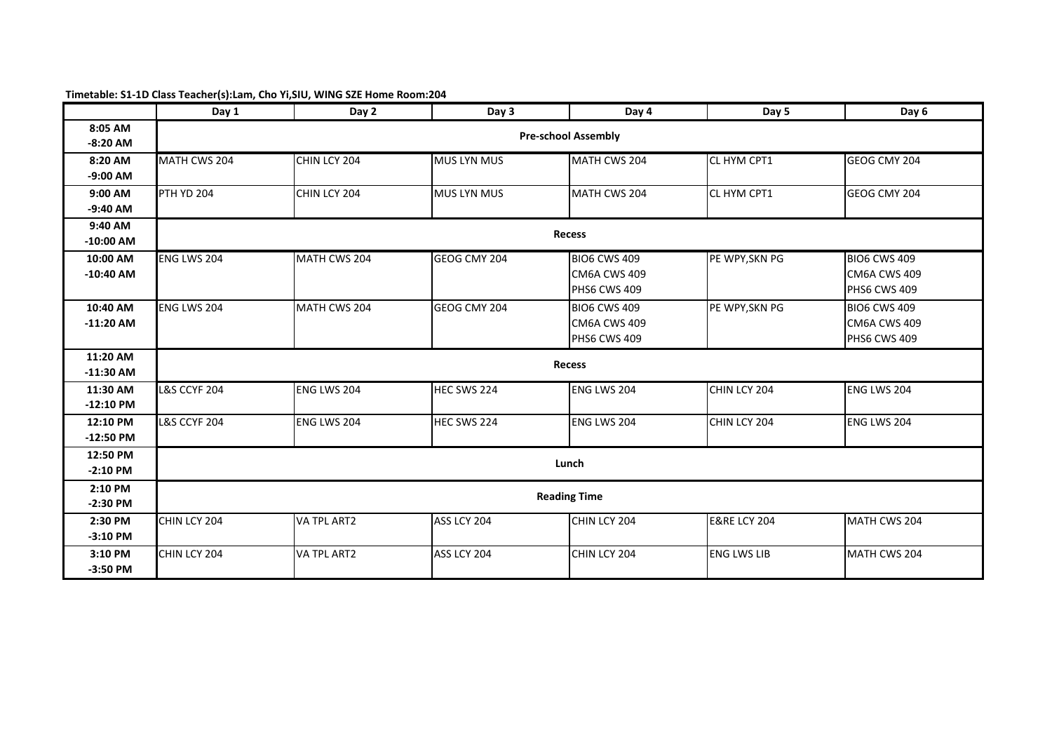**Timetable: S1-1D Class Teacher(s):Lam, Cho Yi,SIU, WING SZE Home Room:204**

| | Day 1 | Day 2 | Day 3 | Day 4 | Day 5 | Day 6 |
|---|---|---|---|---|---|---|
| 8:05 AM -8:20 AM | Pre-school Assembly | | | | | |
| 8:20 AM -9:00 AM | MATH CWS 204 | CHIN LCY 204 | MUS LYN MUS | MATH CWS 204 | CL HYM CPT1 | GEOG CMY 204 |
| 9:00 AM -9:40 AM | PTH YD 204 | CHIN LCY 204 | MUS LYN MUS | MATH CWS 204 | CL HYM CPT1 | GEOG CMY 204 |
| 9:40 AM -10:00 AM | Recess | | | | | |
| 10:00 AM -10:40 AM | ENG LWS 204 | MATH CWS 204 | GEOG CMY 204 | BIO6 CWS 409<br>CM6A CWS 409<br>PHS6 CWS 409 | PE WPY,SKN PG | BIO6 CWS 409<br>CM6A CWS 409<br>PHS6 CWS 409 |
| 10:40 AM -11:20 AM | ENG LWS 204 | MATH CWS 204 | GEOG CMY 204 | BIO6 CWS 409<br>CM6A CWS 409<br>PHS6 CWS 409 | PE WPY,SKN PG | BIO6 CWS 409<br>CM6A CWS 409<br>PHS6 CWS 409 |
| 11:20 AM -11:30 AM | Recess | | | | | |
| 11:30 AM -12:10 PM | L&S CCYF 204 | ENG LWS 204 | HEC SWS 224 | ENG LWS 204 | CHIN LCY 204 | ENG LWS 204 |
| 12:10 PM -12:50 PM | L&S CCYF 204 | ENG LWS 204 | HEC SWS 224 | ENG LWS 204 | CHIN LCY 204 | ENG LWS 204 |
| 12:50 PM -2:10 PM | Lunch | | | | | |
| 2:10 PM -2:30 PM | Reading Time | | | | | |
| 2:30 PM -3:10 PM | CHIN LCY 204 | VA TPL ART2 | ASS LCY 204 | CHIN LCY 204 | E&RE LCY 204 | MATH CWS 204 |
| 3:10 PM -3:50 PM | CHIN LCY 204 | VA TPL ART2 | ASS LCY 204 | CHIN LCY 204 | ENG LWS LIB | MATH CWS 204 |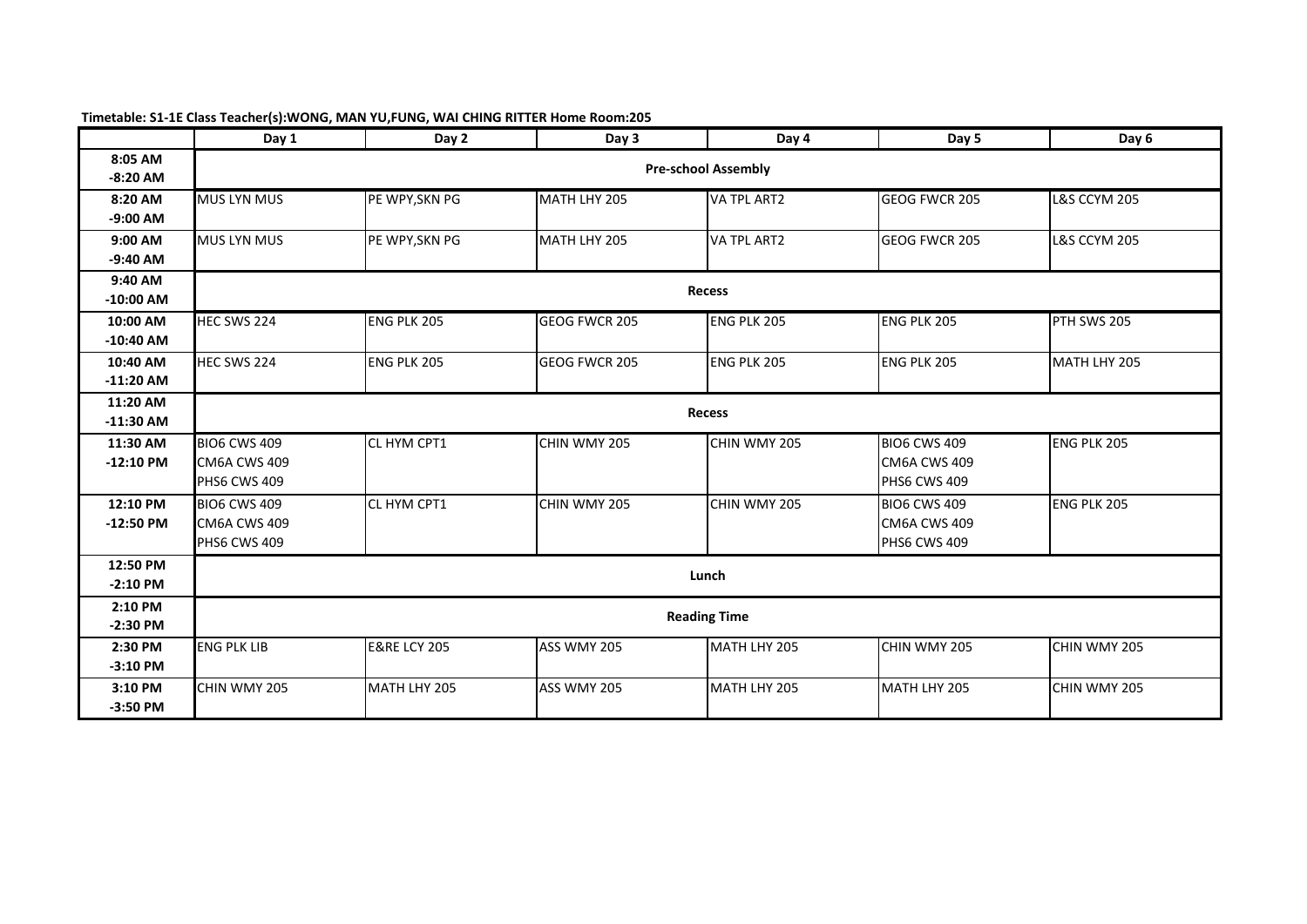**Timetable: S1-1E Class Teacher(s):WONG, MAN YU,FUNG, WAI CHING RITTER Home Room:205**

| | Day 1 | Day 2 | Day 3 | Day 4 | Day 5 | Day 6 |
|---|---|---|---|---|---|---|
| 8:05 AM -8:20 AM | **Pre-school Assembly** | | | | | |
| 8:20 AM -9:00 AM | MUS LYN MUS | PE WPY,SKN PG | MATH LHY 205 | VA TPL ART2 | GEOG FWCR 205 | L&S CCYM 205 |
| 9:00 AM -9:40 AM | MUS LYN MUS | PE WPY,SKN PG | MATH LHY 205 | VA TPL ART2 | GEOG FWCR 205 | L&S CCYM 205 |
| 9:40 AM -10:00 AM | **Recess** | | | | | |
| 10:00 AM -10:40 AM | HEC SWS 224 | ENG PLK 205 | GEOG FWCR 205 | ENG PLK 205 | ENG PLK 205 | PTH SWS 205 |
| 10:40 AM -11:20 AM | HEC SWS 224 | ENG PLK 205 | GEOG FWCR 205 | ENG PLK 205 | ENG PLK 205 | MATH LHY 205 |
| 11:20 AM -11:30 AM | **Recess** | | | | | |
| 11:30 AM -12:10 PM | BIO6 CWS 409<br>CM6A CWS 409<br>PHS6 CWS 409 | CL HYM CPT1 | CHIN WMY 205 | CHIN WMY 205 | BIO6 CWS 409<br>CM6A CWS 409<br>PHS6 CWS 409 | ENG PLK 205 |
| 12:10 PM -12:50 PM | BIO6 CWS 409<br>CM6A CWS 409<br>PHS6 CWS 409 | CL HYM CPT1 | CHIN WMY 205 | CHIN WMY 205 | BIO6 CWS 409<br>CM6A CWS 409<br>PHS6 CWS 409 | ENG PLK 205 |
| 12:50 PM -2:10 PM | **Lunch** | | | | | |
| 2:10 PM -2:30 PM | **Reading Time** | | | | | |
| 2:30 PM -3:10 PM | ENG PLK LIB | E&RE LCY 205 | ASS WMY 205 | MATH LHY 205 | CHIN WMY 205 | CHIN WMY 205 |
| 3:10 PM -3:50 PM | CHIN WMY 205 | MATH LHY 205 | ASS WMY 205 | MATH LHY 205 | MATH LHY 205 | CHIN WMY 205 |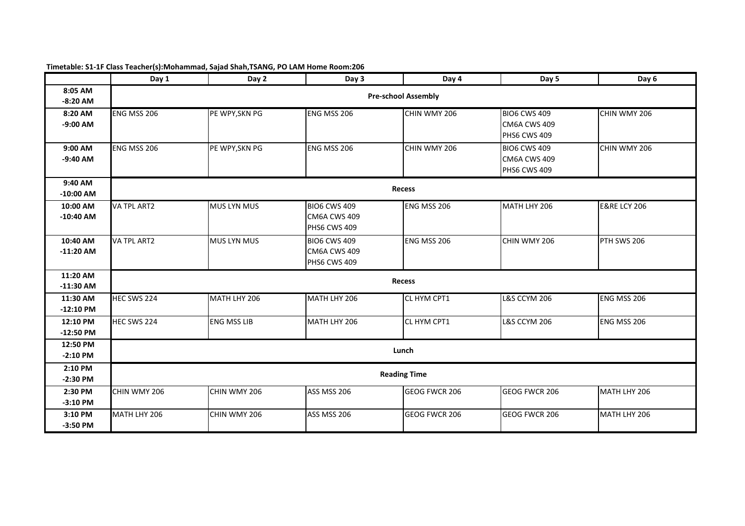**Timetable: S1-1F Class Teacher(s):Mohammad, Sajad Shah,TSANG, PO LAM Home Room:206**

| | Day 1 | Day 2 | Day 3 | Day 4 | Day 5 | Day 6 |
|---|---|---|---|---|---|---|
| 8:05 AM -8:20 AM | Pre-school Assembly | | | | | |
| 8:20 AM -9:00 AM | ENG MSS 206 | PE WPY,SKN PG | ENG MSS 206 | CHIN WMY 206 | BIO6 CWS 409<br>CM6A CWS 409<br>PHS6 CWS 409 | CHIN WMY 206 |
| 9:00 AM -9:40 AM | ENG MSS 206 | PE WPY,SKN PG | ENG MSS 206 | CHIN WMY 206 | BIO6 CWS 409<br>CM6A CWS 409<br>PHS6 CWS 409 | CHIN WMY 206 |
| 9:40 AM -10:00 AM | Recess | | | | | |
| 10:00 AM -10:40 AM | VA TPL ART2 | MUS LYN MUS | BIO6 CWS 409<br>CM6A CWS 409<br>PHS6 CWS 409 | ENG MSS 206 | MATH LHY 206 | E&RE LCY 206 |
| 10:40 AM -11:20 AM | VA TPL ART2 | MUS LYN MUS | BIO6 CWS 409<br>CM6A CWS 409<br>PHS6 CWS 409 | ENG MSS 206 | CHIN WMY 206 | PTH SWS 206 |
| 11:20 AM -11:30 AM | Recess | | | | | |
| 11:30 AM -12:10 PM | HEC SWS 224 | MATH LHY 206 | MATH LHY 206 | CL HYM CPT1 | L&S CCYM 206 | ENG MSS 206 |
| 12:10 PM -12:50 PM | HEC SWS 224 | ENG MSS LIB | MATH LHY 206 | CL HYM CPT1 | L&S CCYM 206 | ENG MSS 206 |
| 12:50 PM -2:10 PM | Lunch | | | | | |
| 2:10 PM -2:30 PM | Reading Time | | | | | |
| 2:30 PM -3:10 PM | CHIN WMY 206 | CHIN WMY 206 | ASS MSS 206 | GEOG FWCR 206 | GEOG FWCR 206 | MATH LHY 206 |
| 3:10 PM -3:50 PM | MATH LHY 206 | CHIN WMY 206 | ASS MSS 206 | GEOG FWCR 206 | GEOG FWCR 206 | MATH LHY 206 |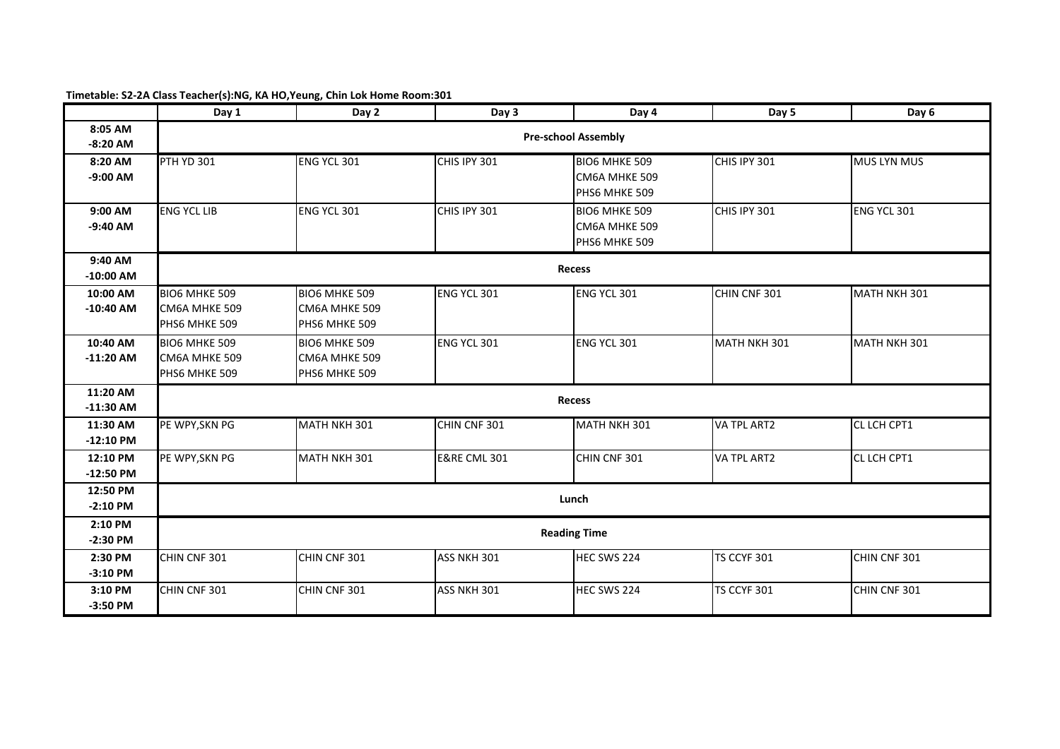**Timetable: S2-2A Class Teacher(s):NG, KA HO,Yeung, Chin Lok Home Room:301**

| | Day 1 | Day 2 | Day 3 | Day 4 | Day 5 | Day 6 |
|---|---|---|---|---|---|---|
| 8:05 AM -8:20 AM | Pre-school Assembly | | | | | |
| 8:20 AM -9:00 AM | PTH YD 301 | ENG YCL 301 | CHIS IPY 301 | BIO6 MHKE 509<br>CM6A MHKE 509<br>PHS6 MHKE 509 | CHIS IPY 301 | MUS LYN MUS |
| 9:00 AM -9:40 AM | ENG YCL LIB | ENG YCL 301 | CHIS IPY 301 | BIO6 MHKE 509<br>CM6A MHKE 509<br>PHS6 MHKE 509 | CHIS IPY 301 | ENG YCL 301 |
| 9:40 AM -10:00 AM | Recess | | | | | |
| 10:00 AM -10:40 AM | BIO6 MHKE 509<br>CM6A MHKE 509<br>PHS6 MHKE 509 | BIO6 MHKE 509<br>CM6A MHKE 509<br>PHS6 MHKE 509 | ENG YCL 301 | ENG YCL 301 | CHIN CNF 301 | MATH NKH 301 |
| 10:40 AM -11:20 AM | BIO6 MHKE 509<br>CM6A MHKE 509<br>PHS6 MHKE 509 | BIO6 MHKE 509<br>CM6A MHKE 509<br>PHS6 MHKE 509 | ENG YCL 301 | ENG YCL 301 | MATH NKH 301 | MATH NKH 301 |
| 11:20 AM -11:30 AM | Recess | | | | | |
| 11:30 AM -12:10 PM | PE WPY,SKN PG | MATH NKH 301 | CHIN CNF 301 | MATH NKH 301 | VA TPL ART2 | CL LCH CPT1 |
| 12:10 PM -12:50 PM | PE WPY,SKN PG | MATH NKH 301 | E&RE CML 301 | CHIN CNF 301 | VA TPL ART2 | CL LCH CPT1 |
| 12:50 PM -2:10 PM | Lunch | | | | | |
| 2:10 PM -2:30 PM | Reading Time | | | | | |
| 2:30 PM -3:10 PM | CHIN CNF 301 | CHIN CNF 301 | ASS NKH 301 | HEC SWS 224 | TS CCYF 301 | CHIN CNF 301 |
| 3:10 PM -3:50 PM | CHIN CNF 301 | CHIN CNF 301 | ASS NKH 301 | HEC SWS 224 | TS CCYF 301 | CHIN CNF 301 |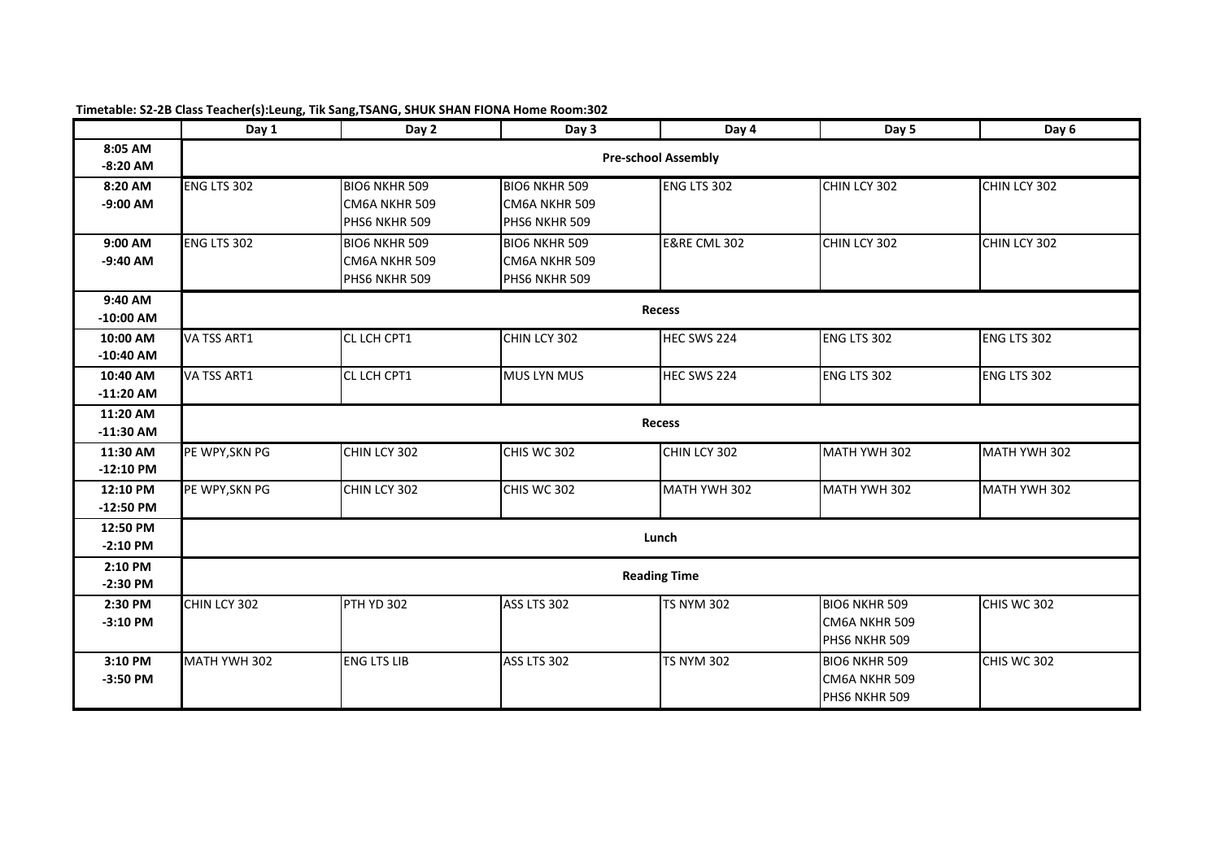**Timetable: S2-2B Class Teacher(s):Leung, Tik Sang,TSANG, SHUK SHAN FIONA Home Room:302**

| | Day 1 | Day 2 | Day 3 | Day 4 | Day 5 | Day 6 |
|---|---|---|---|---|---|---|
| 8:05 AM -8:20 AM | Pre-school Assembly | | | | | |
| 8:20 AM -9:00 AM | ENG LTS 302 | BIO6 NKHR 509 CM6A NKHR 509 PHS6 NKHR 509 | BIO6 NKHR 509 CM6A NKHR 509 PHS6 NKHR 509 | ENG LTS 302 | CHIN LCY 302 | CHIN LCY 302 |
| 9:00 AM -9:40 AM | ENG LTS 302 | BIO6 NKHR 509 CM6A NKHR 509 PHS6 NKHR 509 | BIO6 NKHR 509 CM6A NKHR 509 PHS6 NKHR 509 | E&RE CML 302 | CHIN LCY 302 | CHIN LCY 302 |
| 9:40 AM -10:00 AM | Recess | | | | | |
| 10:00 AM -10:40 AM | VA TSS ART1 | CL LCH CPT1 | CHIN LCY 302 | HEC SWS 224 | ENG LTS 302 | ENG LTS 302 |
| 10:40 AM -11:20 AM | VA TSS ART1 | CL LCH CPT1 | MUS LYN MUS | HEC SWS 224 | ENG LTS 302 | ENG LTS 302 |
| 11:20 AM -11:30 AM | Recess | | | | | |
| 11:30 AM -12:10 PM | PE WPY,SKN PG | CHIN LCY 302 | CHIS WC 302 | CHIN LCY 302 | MATH YWH 302 | MATH YWH 302 |
| 12:10 PM -12:50 PM | PE WPY,SKN PG | CHIN LCY 302 | CHIS WC 302 | MATH YWH 302 | MATH YWH 302 | MATH YWH 302 |
| 12:50 PM -2:10 PM | Lunch | | | | | |
| 2:10 PM -2:30 PM | Reading Time | | | | | |
| 2:30 PM -3:10 PM | CHIN LCY 302 | PTH YD 302 | ASS LTS 302 | TS NYM 302 | BIO6 NKHR 509 CM6A NKHR 509 PHS6 NKHR 509 | CHIS WC 302 |
| 3:10 PM -3:50 PM | MATH YWH 302 | ENG LTS LIB | ASS LTS 302 | TS NYM 302 | BIO6 NKHR 509 CM6A NKHR 509 PHS6 NKHR 509 | CHIS WC 302 |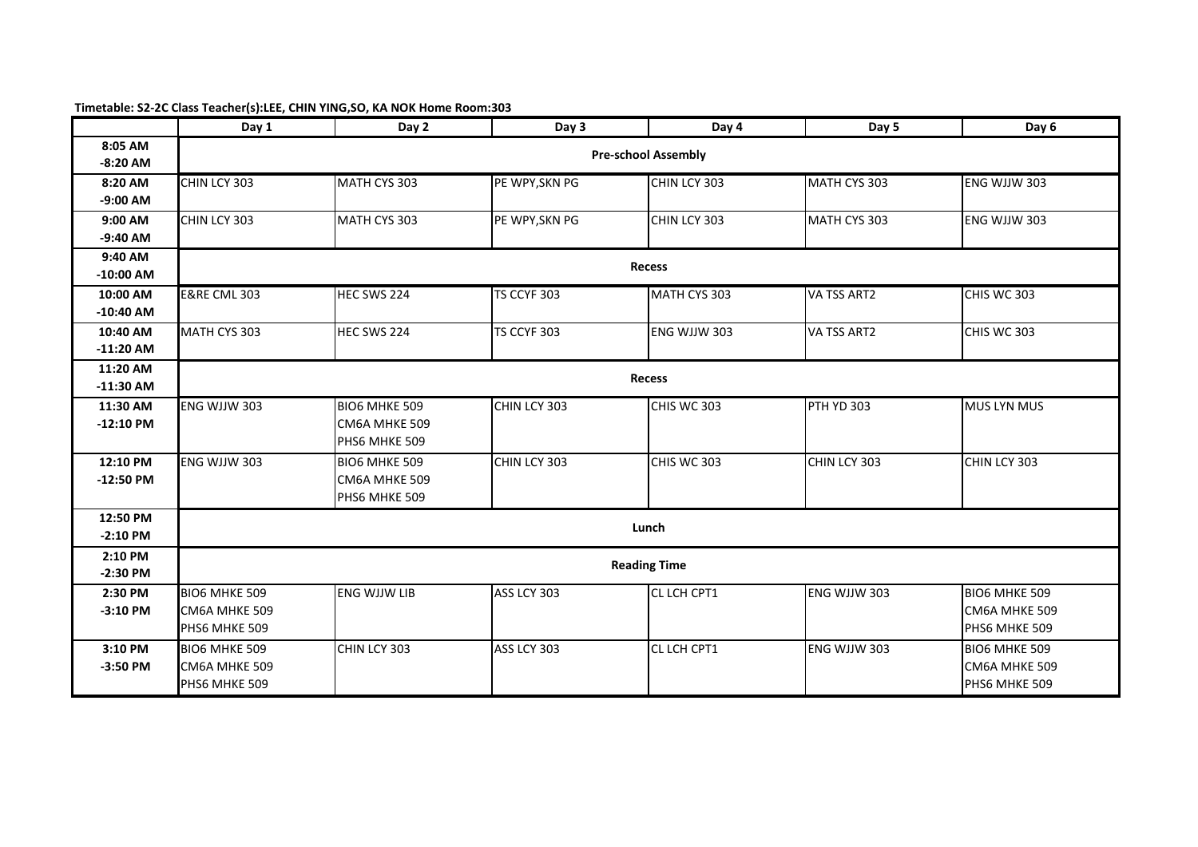**Timetable: S2-2C Class Teacher(s):LEE, CHIN YING,SO, KA NOK Home Room:303**

| | Day 1 | Day 2 | Day 3 | Day 4 | Day 5 | Day 6 |
|---|---|---|---|---|---|---|
| 8:05 AM -8:20 AM | **Pre-school Assembly** | | | | | |
| 8:20 AM -9:00 AM | CHIN LCY 303 | MATH CYS 303 | PE WPY,SKN PG | CHIN LCY 303 | MATH CYS 303 | ENG WJJW 303 |
| 9:00 AM -9:40 AM | CHIN LCY 303 | MATH CYS 303 | PE WPY,SKN PG | CHIN LCY 303 | MATH CYS 303 | ENG WJJW 303 |
| 9:40 AM -10:00 AM | **Recess** | | | | | |
| 10:00 AM -10:40 AM | E&RE CML 303 | HEC SWS 224 | TS CCYF 303 | MATH CYS 303 | VA TSS ART2 | CHIS WC 303 |
| 10:40 AM -11:20 AM | MATH CYS 303 | HEC SWS 224 | TS CCYF 303 | ENG WJJW 303 | VA TSS ART2 | CHIS WC 303 |
| 11:20 AM -11:30 AM | **Recess** | | | | | |
| 11:30 AM -12:10 PM | ENG WJJW 303 | BIO6 MHKE 509<br>CM6A MHKE 509<br>PHS6 MHKE 509 | CHIN LCY 303 | CHIS WC 303 | PTH YD 303 | MUS LYN MUS |
| 12:10 PM -12:50 PM | ENG WJJW 303 | BIO6 MHKE 509<br>CM6A MHKE 509<br>PHS6 MHKE 509 | CHIN LCY 303 | CHIS WC 303 | CHIN LCY 303 | CHIN LCY 303 |
| 12:50 PM -2:10 PM | **Lunch** | | | | | |
| 2:10 PM -2:30 PM | **Reading Time** | | | | | |
| 2:30 PM -3:10 PM | BIO6 MHKE 509<br>CM6A MHKE 509<br>PHS6 MHKE 509 | ENG WJJW LIB | ASS LCY 303 | CL LCH CPT1 | ENG WJJW 303 | BIO6 MHKE 509<br>CM6A MHKE 509<br>PHS6 MHKE 509 |
| 3:10 PM -3:50 PM | BIO6 MHKE 509<br>CM6A MHKE 509<br>PHS6 MHKE 509 | CHIN LCY 303 | ASS LCY 303 | CL LCH CPT1 | ENG WJJW 303 | BIO6 MHKE 509<br>CM6A MHKE 509<br>PHS6 MHKE 509 |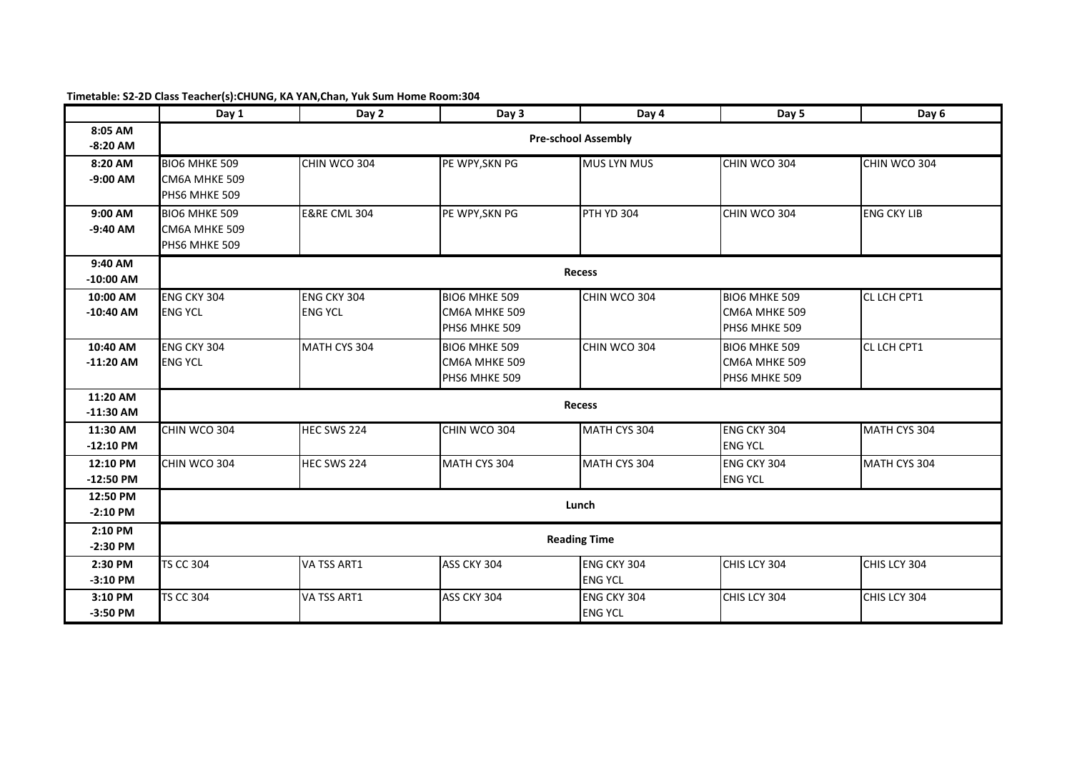**Timetable: S2-2D Class Teacher(s):CHUNG, KA YAN,Chan, Yuk Sum Home Room:304**

| | Day 1 | Day 2 | Day 3 | Day 4 | Day 5 | Day 6 |
|---|---|---|---|---|---|---|
| 8:05 AM -8:20 AM | **Pre-school Assembly** | | | | | |
| 8:20 AM -9:00 AM | BIO6 MHKE 509<br>CM6A MHKE 509<br>PHS6 MHKE 509 | CHIN WCO 304 | PE WPY,SKN PG | MUS LYN MUS | CHIN WCO 304 | CHIN WCO 304 |
| 9:00 AM -9:40 AM | BIO6 MHKE 509<br>CM6A MHKE 509<br>PHS6 MHKE 509 | E&RE CML 304 | PE WPY,SKN PG | PTH YD 304 | CHIN WCO 304 | ENG CKY LIB |
| 9:40 AM -10:00 AM | **Recess** | | | | | |
| 10:00 AM -10:40 AM | ENG CKY 304<br>ENG YCL | ENG CKY 304<br>ENG YCL | BIO6 MHKE 509<br>CM6A MHKE 509<br>PHS6 MHKE 509 | CHIN WCO 304 | BIO6 MHKE 509<br>CM6A MHKE 509<br>PHS6 MHKE 509 | CL LCH CPT1 |
| 10:40 AM -11:20 AM | ENG CKY 304<br>ENG YCL | MATH CYS 304 | BIO6 MHKE 509<br>CM6A MHKE 509<br>PHS6 MHKE 509 | CHIN WCO 304 | BIO6 MHKE 509<br>CM6A MHKE 509<br>PHS6 MHKE 509 | CL LCH CPT1 |
| 11:20 AM -11:30 AM | **Recess** | | | | | |
| 11:30 AM -12:10 PM | CHIN WCO 304 | HEC SWS 224 | CHIN WCO 304 | MATH CYS 304 | ENG CKY 304<br>ENG YCL | MATH CYS 304 |
| 12:10 PM -12:50 PM | CHIN WCO 304 | HEC SWS 224 | MATH CYS 304 | MATH CYS 304 | ENG CKY 304<br>ENG YCL | MATH CYS 304 |
| 12:50 PM -2:10 PM | **Lunch** | | | | | |
| 2:10 PM -2:30 PM | **Reading Time** | | | | | |
| 2:30 PM -3:10 PM | TS CC 304 | VA TSS ART1 | ASS CKY 304 | ENG CKY 304<br>ENG YCL | CHIS LCY 304 | CHIS LCY 304 |
| 3:10 PM -3:50 PM | TS CC 304 | VA TSS ART1 | ASS CKY 304 | ENG CKY 304<br>ENG YCL | CHIS LCY 304 | CHIS LCY 304 |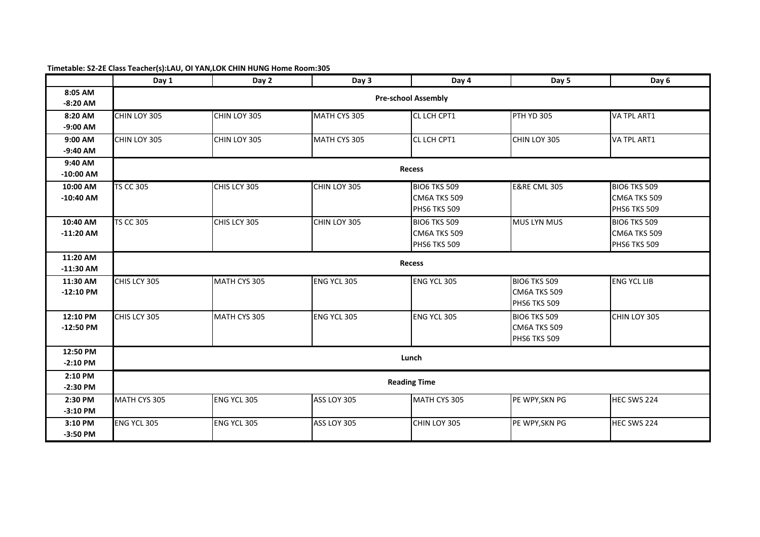**Timetable: S2-2E Class Teacher(s):LAU, OI YAN,LOK CHIN HUNG Home Room:305**

| | Day 1 | Day 2 | Day 3 | Day 4 | Day 5 | Day 6 |
|---|---|---|---|---|---|---|
| 8:05 AM -8:20 AM | **Pre-school Assembly** | | | | | |
| 8:20 AM -9:00 AM | CHIN LOY 305 | CHIN LOY 305 | MATH CYS 305 | CL LCH CPT1 | PTH YD 305 | VA TPL ART1 |
| 9:00 AM -9:40 AM | CHIN LOY 305 | CHIN LOY 305 | MATH CYS 305 | CL LCH CPT1 | CHIN LOY 305 | VA TPL ART1 |
| 9:40 AM -10:00 AM | **Recess** | | | | | |
| 10:00 AM -10:40 AM | TS CC 305 | CHIS LCY 305 | CHIN LOY 305 | BIO6 TKS 509<br>CM6A TKS 509<br>PHS6 TKS 509 | E&RE CML 305 | BIO6 TKS 509<br>CM6A TKS 509<br>PHS6 TKS 509 |
| 10:40 AM -11:20 AM | TS CC 305 | CHIS LCY 305 | CHIN LOY 305 | BIO6 TKS 509<br>CM6A TKS 509<br>PHS6 TKS 509 | MUS LYN MUS | BIO6 TKS 509<br>CM6A TKS 509<br>PHS6 TKS 509 |
| 11:20 AM -11:30 AM | **Recess** | | | | | |
| 11:30 AM -12:10 PM | CHIS LCY 305 | MATH CYS 305 | ENG YCL 305 | ENG YCL 305 | BIO6 TKS 509<br>CM6A TKS 509<br>PHS6 TKS 509 | ENG YCL LIB |
| 12:10 PM -12:50 PM | CHIS LCY 305 | MATH CYS 305 | ENG YCL 305 | ENG YCL 305 | BIO6 TKS 509<br>CM6A TKS 509<br>PHS6 TKS 509 | CHIN LOY 305 |
| 12:50 PM -2:10 PM | **Lunch** | | | | | |
| 2:10 PM -2:30 PM | **Reading Time** | | | | | |
| 2:30 PM -3:10 PM | MATH CYS 305 | ENG YCL 305 | ASS LOY 305 | MATH CYS 305 | PE WPY,SKN PG | HEC SWS 224 |
| 3:10 PM -3:50 PM | ENG YCL 305 | ENG YCL 305 | ASS LOY 305 | CHIN LOY 305 | PE WPY,SKN PG | HEC SWS 224 |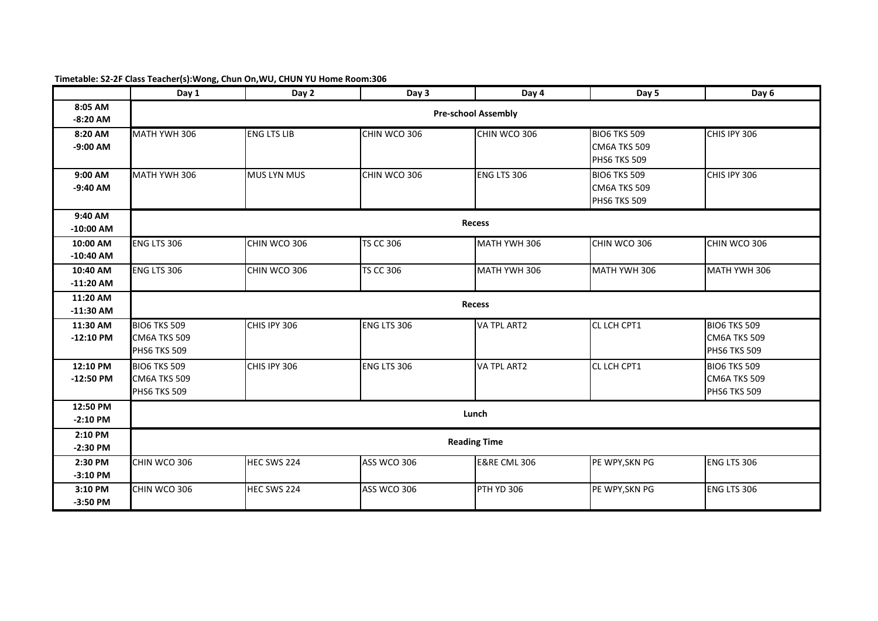**Timetable: S2-2F Class Teacher(s):Wong, Chun On,WU, CHUN YU Home Room:306**

| | Day 1 | Day 2 | Day 3 | Day 4 | Day 5 | Day 6 |
|---|---|---|---|---|---|---|
| 8:05 AM -8:20 AM | Pre-school Assembly | | | | | |
| 8:20 AM -9:00 AM | MATH YWH 306 | ENG LTS LIB | CHIN WCO 306 | CHIN WCO 306 | BIO6 TKS 509 CM6A TKS 509 PHS6 TKS 509 | CHIS IPY 306 |
| 9:00 AM -9:40 AM | MATH YWH 306 | MUS LYN MUS | CHIN WCO 306 | ENG LTS 306 | BIO6 TKS 509 CM6A TKS 509 PHS6 TKS 509 | CHIS IPY 306 |
| 9:40 AM -10:00 AM | Recess | | | | | |
| 10:00 AM -10:40 AM | ENG LTS 306 | CHIN WCO 306 | TS CC 306 | MATH YWH 306 | CHIN WCO 306 | CHIN WCO 306 |
| 10:40 AM -11:20 AM | ENG LTS 306 | CHIN WCO 306 | TS CC 306 | MATH YWH 306 | MATH YWH 306 | MATH YWH 306 |
| 11:20 AM -11:30 AM | Recess | | | | | |
| 11:30 AM -12:10 PM | BIO6 TKS 509 CM6A TKS 509 PHS6 TKS 509 | CHIS IPY 306 | ENG LTS 306 | VA TPL ART2 | CL LCH CPT1 | BIO6 TKS 509 CM6A TKS 509 PHS6 TKS 509 |
| 12:10 PM -12:50 PM | BIO6 TKS 509 CM6A TKS 509 PHS6 TKS 509 | CHIS IPY 306 | ENG LTS 306 | VA TPL ART2 | CL LCH CPT1 | BIO6 TKS 509 CM6A TKS 509 PHS6 TKS 509 |
| 12:50 PM -2:10 PM | Lunch | | | | | |
| 2:10 PM -2:30 PM | Reading Time | | | | | |
| 2:30 PM -3:10 PM | CHIN WCO 306 | HEC SWS 224 | ASS WCO 306 | E&RE CML 306 | PE WPY,SKN PG | ENG LTS 306 |
| 3:10 PM -3:50 PM | CHIN WCO 306 | HEC SWS 224 | ASS WCO 306 | PTH YD 306 | PE WPY,SKN PG | ENG LTS 306 |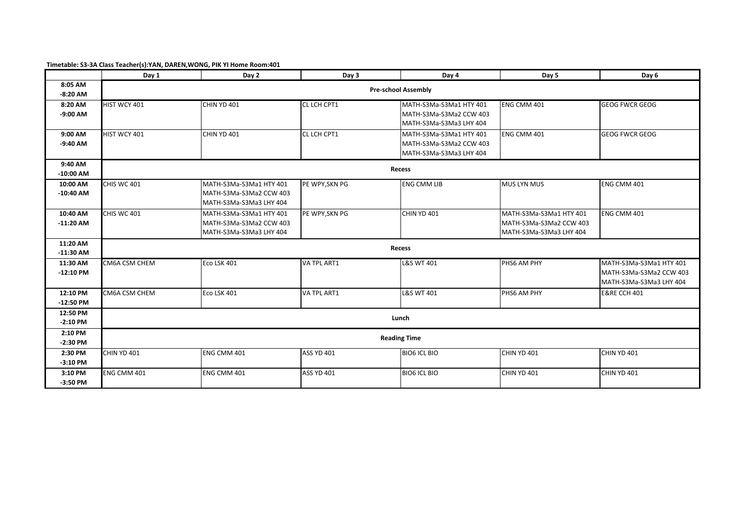**Timetable: S3-3A Class Teacher(s):YAN, DAREN,WONG, PIK YI Home Room:401**

| | Day 1 | Day 2 | Day 3 | Day 4 | Day 5 | Day 6 |
|---|---|---|---|---|---|---|
| 8:05 AM -8:20 AM | Pre-school Assembly | | | | | |
| 8:20 AM -9:00 AM | HIST WCY 401 | CHIN YD 401 | CL LCH CPT1 | MATH-S3Ma-S3Ma1 HTY 401 MATH-S3Ma-S3Ma2 CCW 403 MATH-S3Ma-S3Ma3 LHY 404 | ENG CMM 401 | GEOG FWCR GEOG |
| 9:00 AM -9:40 AM | HIST WCY 401 | CHIN YD 401 | CL LCH CPT1 | MATH-S3Ma-S3Ma1 HTY 401 MATH-S3Ma-S3Ma2 CCW 403 MATH-S3Ma-S3Ma3 LHY 404 | ENG CMM 401 | GEOG FWCR GEOG |
| 9:40 AM -10:00 AM | Recess | | | | | |
| 10:00 AM -10:40 AM | CHIS WC 401 | MATH-S3Ma-S3Ma1 HTY 401 MATH-S3Ma-S3Ma2 CCW 403 MATH-S3Ma-S3Ma3 LHY 404 | PE WPY,SKN PG | ENG CMM LIB | MUS LYN MUS | ENG CMM 401 |
| 10:40 AM -11:20 AM | CHIS WC 401 | MATH-S3Ma-S3Ma1 HTY 401 MATH-S3Ma-S3Ma2 CCW 403 MATH-S3Ma-S3Ma3 LHY 404 | PE WPY,SKN PG | CHIN YD 401 | MATH-S3Ma-S3Ma1 HTY 401 MATH-S3Ma-S3Ma2 CCW 403 MATH-S3Ma-S3Ma3 LHY 404 | ENG CMM 401 |
| 11:20 AM -11:30 AM | Recess | | | | | |
| 11:30 AM -12:10 PM | CM6A CSM CHEM | Eco LSK 401 | VA TPL ART1 | L&S WT 401 | PHS6 AM PHY | MATH-S3Ma-S3Ma1 HTY 401 MATH-S3Ma-S3Ma2 CCW 403 MATH-S3Ma-S3Ma3 LHY 404 |
| 12:10 PM -12:50 PM | CM6A CSM CHEM | Eco LSK 401 | VA TPL ART1 | L&S WT 401 | PHS6 AM PHY | E&RE CCH 401 |
| 12:50 PM -2:10 PM | Lunch | | | | | |
| 2:10 PM -2:30 PM | Reading Time | | | | | |
| 2:30 PM -3:10 PM | CHIN YD 401 | ENG CMM 401 | ASS YD 401 | BIO6 ICL BIO | CHIN YD 401 | CHIN YD 401 |
| 3:10 PM -3:50 PM | ENG CMM 401 | ENG CMM 401 | ASS YD 401 | BIO6 ICL BIO | CHIN YD 401 | CHIN YD 401 |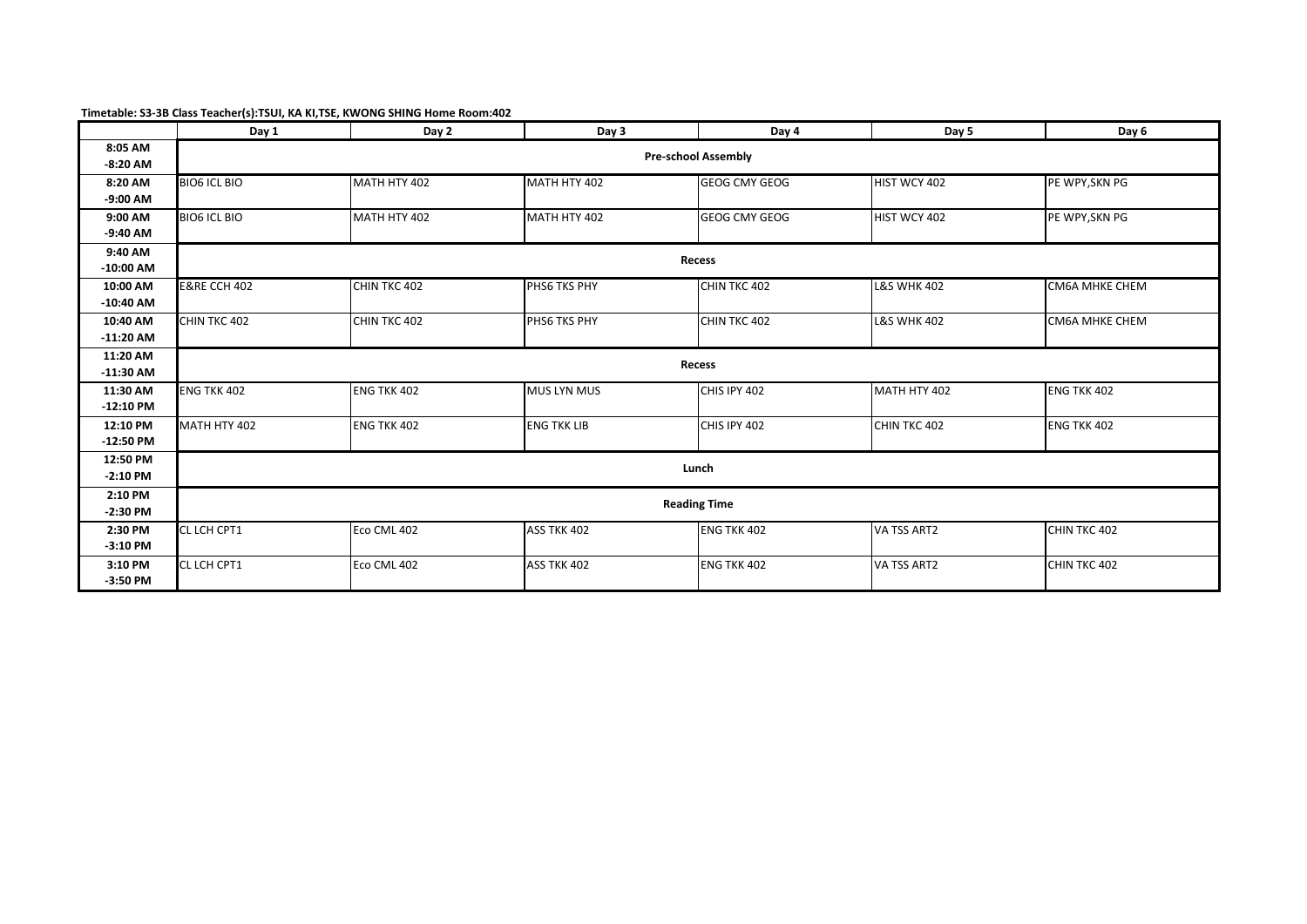**Timetable: S3-3B Class Teacher(s):TSUI, KA KI,TSE, KWONG SHING Home Room:402**

| | Day 1 | Day 2 | Day 3 | Day 4 | Day 5 | Day 6 |
|---|---|---|---|---|---|---|
| **8:05 AM -8:20 AM** | **Pre-school Assembly** | | | | | |
| **8:20 AM -9:00 AM** | BIO6 ICL BIO | MATH HTY 402 | MATH HTY 402 | GEOG CMY GEOG | HIST WCY 402 | PE WPY,SKN PG |
| **9:00 AM -9:40 AM** | BIO6 ICL BIO | MATH HTY 402 | MATH HTY 402 | GEOG CMY GEOG | HIST WCY 402 | PE WPY,SKN PG |
| **9:40 AM -10:00 AM** | **Recess** | | | | | |
| **10:00 AM -10:40 AM** | E&RE CCH 402 | CHIN TKC 402 | PHS6 TKS PHY | CHIN TKC 402 | L&S WHK 402 | CM6A MHKE CHEM |
| **10:40 AM -11:20 AM** | CHIN TKC 402 | CHIN TKC 402 | PHS6 TKS PHY | CHIN TKC 402 | L&S WHK 402 | CM6A MHKE CHEM |
| **11:20 AM -11:30 AM** | **Recess** | | | | | |
| **11:30 AM -12:10 PM** | ENG TKK 402 | ENG TKK 402 | MUS LYN MUS | CHIS IPY 402 | MATH HTY 402 | ENG TKK 402 |
| **12:10 PM -12:50 PM** | MATH HTY 402 | ENG TKK 402 | ENG TKK LIB | CHIS IPY 402 | CHIN TKC 402 | ENG TKK 402 |
| **12:50 PM -2:10 PM** | **Lunch** | | | | | |
| **2:10 PM -2:30 PM** | **Reading Time** | | | | | |
| **2:30 PM -3:10 PM** | CL LCH CPT1 | Eco CML 402 | ASS TKK 402 | ENG TKK 402 | VA TSS ART2 | CHIN TKC 402 |
| **3:10 PM -3:50 PM** | CL LCH CPT1 | Eco CML 402 | ASS TKK 402 | ENG TKK 402 | VA TSS ART2 | CHIN TKC 402 |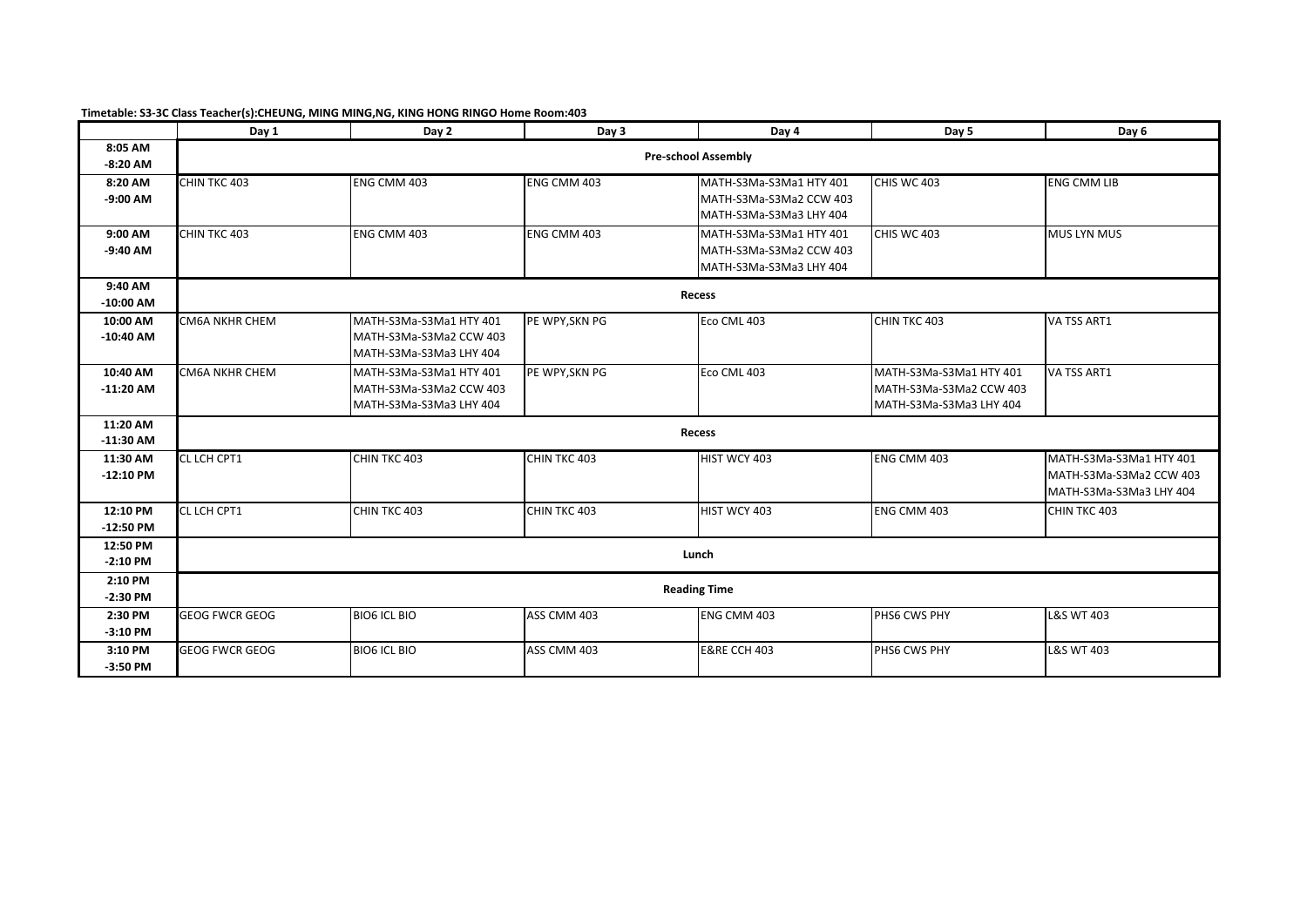**Timetable: S3-3C Class Teacher(s):CHEUNG, MING MING,NG, KING HONG RINGO Home Room:403**

| | Day 1 | Day 2 | Day 3 | Day 4 | Day 5 | Day 6 |
|---|---|---|---|---|---|---|
| 8:05 AM -8:20 AM | Pre-school Assembly | | | | | |
| 8:20 AM -9:00 AM | CHIN TKC 403 | ENG CMM 403 | ENG CMM 403 | MATH-S3Ma-S3Ma1 HTY 401<br>MATH-S3Ma-S3Ma2 CCW 403<br>MATH-S3Ma-S3Ma3 LHY 404 | CHIS WC 403 | ENG CMM LIB |
| 9:00 AM -9:40 AM | CHIN TKC 403 | ENG CMM 403 | ENG CMM 403 | MATH-S3Ma-S3Ma1 HTY 401<br>MATH-S3Ma-S3Ma2 CCW 403<br>MATH-S3Ma-S3Ma3 LHY 404 | CHIS WC 403 | MUS LYN MUS |
| 9:40 AM -10:00 AM | Recess | | | | | |
| 10:00 AM -10:40 AM | CM6A NKHR CHEM | MATH-S3Ma-S3Ma1 HTY 401<br>MATH-S3Ma-S3Ma2 CCW 403<br>MATH-S3Ma-S3Ma3 LHY 404 | PE WPY,SKN PG | Eco CML 403 | CHIN TKC 403 | VA TSS ART1 |
| 10:40 AM -11:20 AM | CM6A NKHR CHEM | MATH-S3Ma-S3Ma1 HTY 401<br>MATH-S3Ma-S3Ma2 CCW 403<br>MATH-S3Ma-S3Ma3 LHY 404 | PE WPY,SKN PG | Eco CML 403 | MATH-S3Ma-S3Ma1 HTY 401<br>MATH-S3Ma-S3Ma2 CCW 403<br>MATH-S3Ma-S3Ma3 LHY 404 | VA TSS ART1 |
| 11:20 AM -11:30 AM | Recess | | | | | |
| 11:30 AM -12:10 PM | CL LCH CPT1 | CHIN TKC 403 | CHIN TKC 403 | HIST WCY 403 | ENG CMM 403 | MATH-S3Ma-S3Ma1 HTY 401<br>MATH-S3Ma-S3Ma2 CCW 403<br>MATH-S3Ma-S3Ma3 LHY 404 |
| 12:10 PM -12:50 PM | CL LCH CPT1 | CHIN TKC 403 | CHIN TKC 403 | HIST WCY 403 | ENG CMM 403 | CHIN TKC 403 |
| 12:50 PM -2:10 PM | Lunch | | | | | |
| 2:10 PM -2:30 PM | Reading Time | | | | | |
| 2:30 PM -3:10 PM | GEOG FWCR GEOG | BIO6 ICL BIO | ASS CMM 403 | ENG CMM 403 | PHS6 CWS PHY | L&S WT 403 |
| 3:10 PM -3:50 PM | GEOG FWCR GEOG | BIO6 ICL BIO | ASS CMM 403 | E&RE CCH 403 | PHS6 CWS PHY | L&S WT 403 |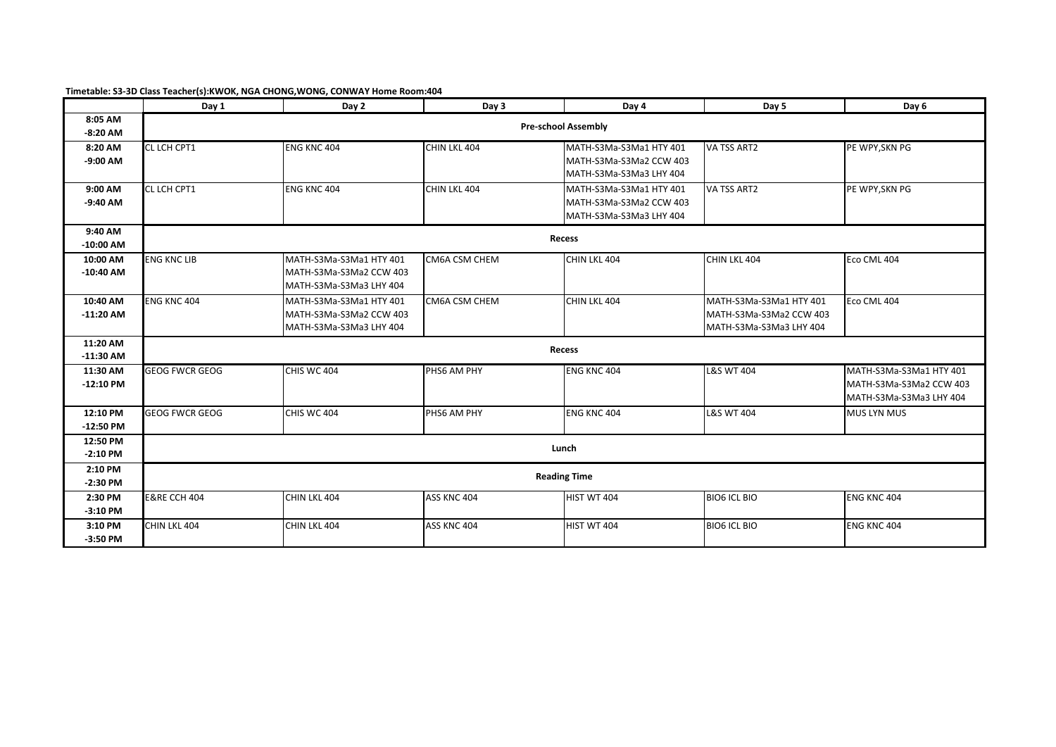**Timetable: S3-3D Class Teacher(s):KWOK, NGA CHONG,WONG, CONWAY Home Room:404**

| | Day 1 | Day 2 | Day 3 | Day 4 | Day 5 | Day 6 |
|---|---|---|---|---|---|---|
| 8:05 AM -8:20 AM | Pre-school Assembly | | | | | |
| 8:20 AM -9:00 AM | CL LCH CPT1 | ENG KNC 404 | CHIN LKL 404 | MATH-S3Ma-S3Ma1 HTY 401<br>MATH-S3Ma-S3Ma2 CCW 403<br>MATH-S3Ma-S3Ma3 LHY 404 | VA TSS ART2 | PE WPY,SKN PG |
| 9:00 AM -9:40 AM | CL LCH CPT1 | ENG KNC 404 | CHIN LKL 404 | MATH-S3Ma-S3Ma1 HTY 401<br>MATH-S3Ma-S3Ma2 CCW 403<br>MATH-S3Ma-S3Ma3 LHY 404 | VA TSS ART2 | PE WPY,SKN PG |
| 9:40 AM -10:00 AM | Recess | | | | | |
| 10:00 AM -10:40 AM | ENG KNC LIB | MATH-S3Ma-S3Ma1 HTY 401<br>MATH-S3Ma-S3Ma2 CCW 403<br>MATH-S3Ma-S3Ma3 LHY 404 | CM6A CSM CHEM | CHIN LKL 404 | CHIN LKL 404 | Eco CML 404 |
| 10:40 AM -11:20 AM | ENG KNC 404 | MATH-S3Ma-S3Ma1 HTY 401<br>MATH-S3Ma-S3Ma2 CCW 403<br>MATH-S3Ma-S3Ma3 LHY 404 | CM6A CSM CHEM | CHIN LKL 404 | MATH-S3Ma-S3Ma1 HTY 401<br>MATH-S3Ma-S3Ma2 CCW 403<br>MATH-S3Ma-S3Ma3 LHY 404 | Eco CML 404 |
| 11:20 AM -11:30 AM | Recess | | | | | |
| 11:30 AM -12:10 PM | GEOG FWCR GEOG | CHIS WC 404 | PHS6 AM PHY | ENG KNC 404 | L&S WT 404 | MATH-S3Ma-S3Ma1 HTY 401<br>MATH-S3Ma-S3Ma2 CCW 403<br>MATH-S3Ma-S3Ma3 LHY 404 |
| 12:10 PM -12:50 PM | GEOG FWCR GEOG | CHIS WC 404 | PHS6 AM PHY | ENG KNC 404 | L&S WT 404 | MUS LYN MUS |
| 12:50 PM -2:10 PM | Lunch | | | | | |
| 2:10 PM -2:30 PM | Reading Time | | | | | |
| 2:30 PM -3:10 PM | E&RE CCH 404 | CHIN LKL 404 | ASS KNC 404 | HIST WT 404 | BIO6 ICL BIO | ENG KNC 404 |
| 3:10 PM -3:50 PM | CHIN LKL 404 | CHIN LKL 404 | ASS KNC 404 | HIST WT 404 | BIO6 ICL BIO | ENG KNC 404 |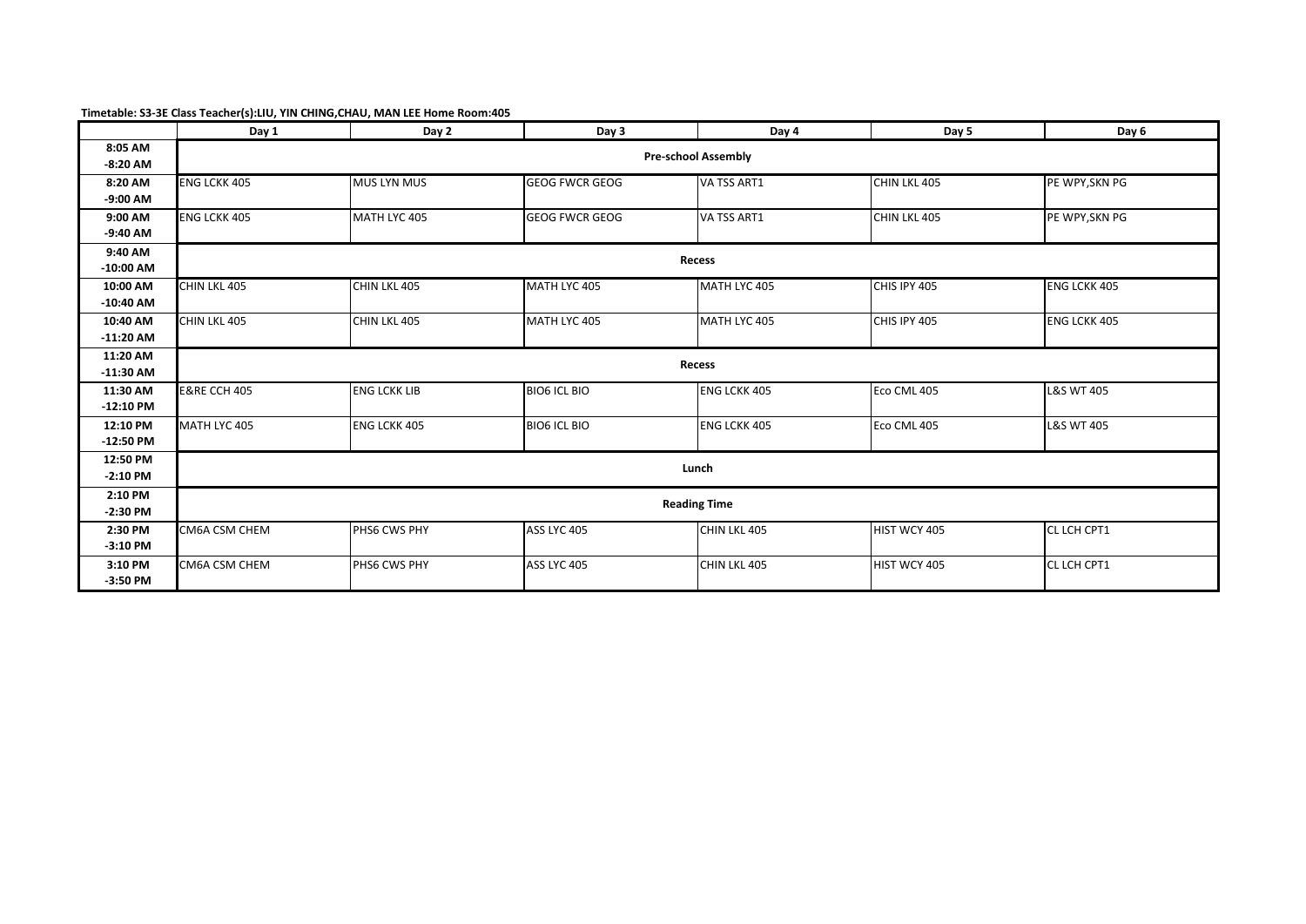**Timetable: S3-3E Class Teacher(s):LIU, YIN CHING,CHAU, MAN LEE Home Room:405**

| | Day 1 | Day 2 | Day 3 | Day 4 | Day 5 | Day 6 |
|---|---|---|---|---|---|---|
| 8:05 AM -8:20 AM | Pre-school Assembly | | | | | |
| 8:20 AM -9:00 AM | ENG LCKK 405 | MUS LYN MUS | GEOG FWCR GEOG | VA TSS ART1 | CHIN LKL 405 | PE WPY,SKN PG |
| 9:00 AM -9:40 AM | ENG LCKK 405 | MATH LYC 405 | GEOG FWCR GEOG | VA TSS ART1 | CHIN LKL 405 | PE WPY,SKN PG |
| 9:40 AM -10:00 AM | Recess | | | | | |
| 10:00 AM -10:40 AM | CHIN LKL 405 | CHIN LKL 405 | MATH LYC 405 | MATH LYC 405 | CHIS IPY 405 | ENG LCKK 405 |
| 10:40 AM -11:20 AM | CHIN LKL 405 | CHIN LKL 405 | MATH LYC 405 | MATH LYC 405 | CHIS IPY 405 | ENG LCKK 405 |
| 11:20 AM -11:30 AM | Recess | | | | | |
| 11:30 AM -12:10 PM | E&RE CCH 405 | ENG LCKK LIB | BIO6 ICL BIO | ENG LCKK 405 | Eco CML 405 | L&S WT 405 |
| 12:10 PM -12:50 PM | MATH LYC 405 | ENG LCKK 405 | BIO6 ICL BIO | ENG LCKK 405 | Eco CML 405 | L&S WT 405 |
| 12:50 PM -2:10 PM | Lunch | | | | | |
| 2:10 PM -2:30 PM | Reading Time | | | | | |
| 2:30 PM -3:10 PM | CM6A CSM CHEM | PHS6 CWS PHY | ASS LYC 405 | CHIN LKL 405 | HIST WCY 405 | CL LCH CPT1 |
| 3:10 PM -3:50 PM | CM6A CSM CHEM | PHS6 CWS PHY | ASS LYC 405 | CHIN LKL 405 | HIST WCY 405 | CL LCH CPT1 |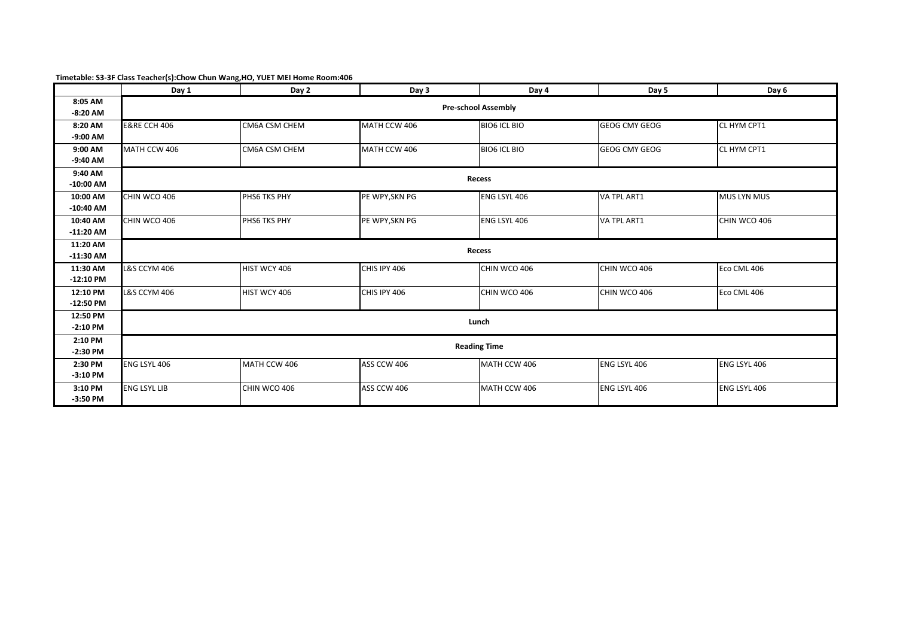**Timetable: S3-3F Class Teacher(s):Chow Chun Wang,HO, YUET MEI Home Room:406**

| | Day 1 | Day 2 | Day 3 | Day 4 | Day 5 | Day 6 |
|---|---|---|---|---|---|---|
| 8:05 AM -8:20 AM | Pre-school Assembly | | | | | |
| 8:20 AM -9:00 AM | E&RE CCH 406 | CM6A CSM CHEM | MATH CCW 406 | BIO6 ICL BIO | GEOG CMY GEOG | CL HYM CPT1 |
| 9:00 AM -9:40 AM | MATH CCW 406 | CM6A CSM CHEM | MATH CCW 406 | BIO6 ICL BIO | GEOG CMY GEOG | CL HYM CPT1 |
| 9:40 AM -10:00 AM | Recess | | | | | |
| 10:00 AM -10:40 AM | CHIN WCO 406 | PHS6 TKS PHY | PE WPY,SKN PG | ENG LSYL 406 | VA TPL ART1 | MUS LYN MUS |
| 10:40 AM -11:20 AM | CHIN WCO 406 | PHS6 TKS PHY | PE WPY,SKN PG | ENG LSYL 406 | VA TPL ART1 | CHIN WCO 406 |
| 11:20 AM -11:30 AM | Recess | | | | | |
| 11:30 AM -12:10 PM | L&S CCYM 406 | HIST WCY 406 | CHIS IPY 406 | CHIN WCO 406 | CHIN WCO 406 | Eco CML 406 |
| 12:10 PM -12:50 PM | L&S CCYM 406 | HIST WCY 406 | CHIS IPY 406 | CHIN WCO 406 | CHIN WCO 406 | Eco CML 406 |
| 12:50 PM -2:10 PM | Lunch | | | | | |
| 2:10 PM -2:30 PM | Reading Time | | | | | |
| 2:30 PM -3:10 PM | ENG LSYL 406 | MATH CCW 406 | ASS CCW 406 | MATH CCW 406 | ENG LSYL 406 | ENG LSYL 406 |
| 3:10 PM -3:50 PM | ENG LSYL LIB | CHIN WCO 406 | ASS CCW 406 | MATH CCW 406 | ENG LSYL 406 | ENG LSYL 406 |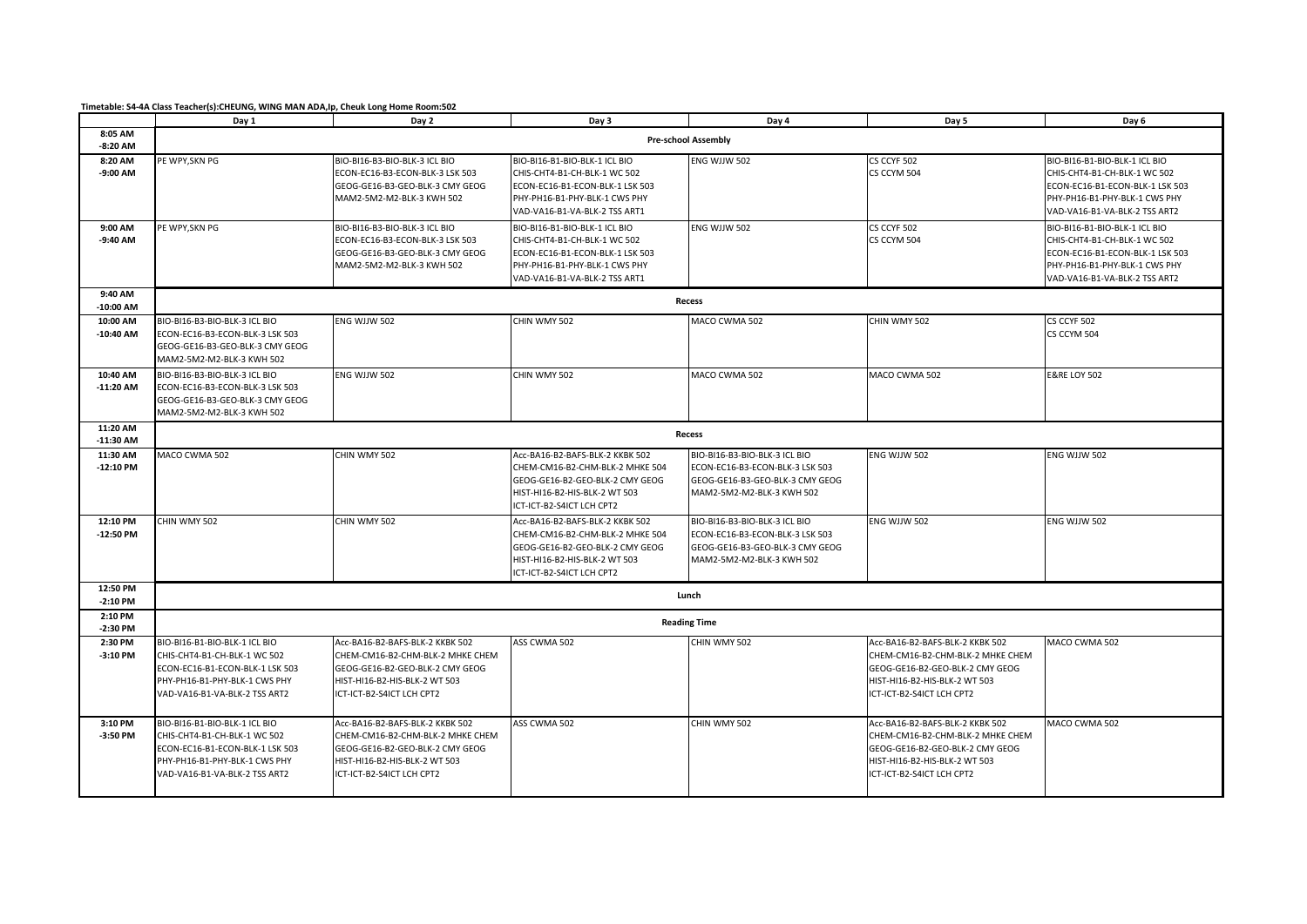**Timetable: S4-4A Class Teacher(s):CHEUNG, WING MAN ADA,Ip, Cheuk Long Home Room:502**

| | Day 1 | Day 2 | Day 3 | Day 4 | Day 5 | Day 6 |
|---|---|---|---|---|---|---|
| 8:05 AM -8:20 AM | Pre-school Assembly | | | | | |
| 8:20 AM -9:00 AM | PE WPY,SKN PG | BIO-BI16-B3-BIO-BLK-3 ICL BIO<br>ECON-EC16-B3-ECON-BLK-3 LSK 503<br>GEOG-GE16-B3-GEO-BLK-3 CMY GEOG<br>MAM2-5M2-M2-BLK-3 KWH 502 | BIO-BI16-B1-BIO-BLK-1 ICL BIO<br>CHIS-CHT4-B1-CH-BLK-1 WC 502<br>ECON-EC16-B1-ECON-BLK-1 LSK 503<br>PHY-PH16-B1-PHY-BLK-1 CWS PHY<br>VAD-VA16-B1-VA-BLK-2 TSS ART1 | ENG WJJW 502 | CS CCYF 502<br>CS CCYM 504 | BIO-BI16-B1-BIO-BLK-1 ICL BIO<br>CHIS-CHT4-B1-CH-BLK-1 WC 502<br>ECON-EC16-B1-ECON-BLK-1 LSK 503<br>PHY-PH16-B1-PHY-BLK-1 CWS PHY<br>VAD-VA16-B1-VA-BLK-2 TSS ART2 |
| 9:00 AM -9:40 AM | PE WPY,SKN PG | BIO-BI16-B3-BIO-BLK-3 ICL BIO<br>ECON-EC16-B3-ECON-BLK-3 LSK 503<br>GEOG-GE16-B3-GEO-BLK-3 CMY GEOG<br>MAM2-5M2-M2-BLK-3 KWH 502 | BIO-BI16-B1-BIO-BLK-1 ICL BIO<br>CHIS-CHT4-B1-CH-BLK-1 WC 502<br>ECON-EC16-B1-ECON-BLK-1 LSK 503<br>PHY-PH16-B1-PHY-BLK-1 CWS PHY<br>VAD-VA16-B1-VA-BLK-2 TSS ART1 | ENG WJJW 502 | CS CCYF 502<br>CS CCYM 504 | BIO-BI16-B1-BIO-BLK-1 ICL BIO<br>CHIS-CHT4-B1-CH-BLK-1 WC 502<br>ECON-EC16-B1-ECON-BLK-1 LSK 503<br>PHY-PH16-B1-PHY-BLK-1 CWS PHY<br>VAD-VA16-B1-VA-BLK-2 TSS ART2 |
| 9:40 AM -10:00 AM | Recess | | | | | |
| 10:00 AM -10:40 AM | BIO-BI16-B3-BIO-BLK-3 ICL BIO<br>ECON-EC16-B3-ECON-BLK-3 LSK 503<br>GEOG-GE16-B3-GEO-BLK-3 CMY GEOG<br>MAM2-5M2-M2-BLK-3 KWH 502 | ENG WJJW 502 | CHIN WMY 502 | MACO CWMA 502 | CHIN WMY 502 | CS CCYF 502<br>CS CCYM 504 |
| 10:40 AM -11:20 AM | BIO-BI16-B3-BIO-BLK-3 ICL BIO<br>ECON-EC16-B3-ECON-BLK-3 LSK 503<br>GEOG-GE16-B3-GEO-BLK-3 CMY GEOG<br>MAM2-5M2-M2-BLK-3 KWH 502 | ENG WJJW 502 | CHIN WMY 502 | MACO CWMA 502 | MACO CWMA 502 | E&RE LOY 502 |
| 11:20 AM -11:30 AM | Recess | | | | | |
| 11:30 AM -12:10 PM | MACO CWMA 502 | CHIN WMY 502 | Acc-BA16-B2-BAFS-BLK-2 KKBK 502<br>CHEM-CM16-B2-CHM-BLK-2 MHKE 504<br>GEOG-GE16-B2-GEO-BLK-2 CMY GEOG<br>HIST-HI16-B2-HIS-BLK-2 WT 503<br>ICT-ICT-B2-S4ICT LCH CPT2 | BIO-BI16-B3-BIO-BLK-3 ICL BIO<br>ECON-EC16-B3-ECON-BLK-3 LSK 503<br>GEOG-GE16-B3-GEO-BLK-3 CMY GEOG<br>MAM2-5M2-M2-BLK-3 KWH 502 | ENG WJJW 502 | ENG WJJW 502 |
| 12:10 PM -12:50 PM | CHIN WMY 502 | CHIN WMY 502 | Acc-BA16-B2-BAFS-BLK-2 KKBK 502<br>CHEM-CM16-B2-CHM-BLK-2 MHKE 504<br>GEOG-GE16-B2-GEO-BLK-2 CMY GEOG<br>HIST-HI16-B2-HIS-BLK-2 WT 503<br>ICT-ICT-B2-S4ICT LCH CPT2 | BIO-BI16-B3-BIO-BLK-3 ICL BIO<br>ECON-EC16-B3-ECON-BLK-3 LSK 503<br>GEOG-GE16-B3-GEO-BLK-3 CMY GEOG<br>MAM2-5M2-M2-BLK-3 KWH 502 | ENG WJJW 502 | ENG WJJW 502 |
| 12:50 PM -2:10 PM | Lunch | | | | | |
| 2:10 PM -2:30 PM | Reading Time | | | | | |
| 2:30 PM -3:10 PM | BIO-BI16-B1-BIO-BLK-1 ICL BIO<br>CHIS-CHT4-B1-CH-BLK-1 WC 502<br>ECON-EC16-B1-ECON-BLK-1 LSK 503<br>PHY-PH16-B1-PHY-BLK-1 CWS PHY<br>VAD-VA16-B1-VA-BLK-2 TSS ART2 | Acc-BA16-B2-BAFS-BLK-2 KKBK 502<br>CHEM-CM16-B2-CHM-BLK-2 MHKE CHEM<br>GEOG-GE16-B2-GEO-BLK-2 CMY GEOG<br>HIST-HI16-B2-HIS-BLK-2 WT 503<br>ICT-ICT-B2-S4ICT LCH CPT2 | ASS CWMA 502 | CHIN WMY 502 | Acc-BA16-B2-BAFS-BLK-2 KKBK 502<br>CHEM-CM16-B2-CHM-BLK-2 MHKE CHEM<br>GEOG-GE16-B2-GEO-BLK-2 CMY GEOG<br>HIST-HI16-B2-HIS-BLK-2 WT 503<br>ICT-ICT-B2-S4ICT LCH CPT2 | MACO CWMA 502 |
| 3:10 PM -3:50 PM | BIO-BI16-B1-BIO-BLK-1 ICL BIO<br>CHIS-CHT4-B1-CH-BLK-1 WC 502<br>ECON-EC16-B1-ECON-BLK-1 LSK 503<br>PHY-PH16-B1-PHY-BLK-1 CWS PHY<br>VAD-VA16-B1-VA-BLK-2 TSS ART2 | Acc-BA16-B2-BAFS-BLK-2 KKBK 502<br>CHEM-CM16-B2-CHM-BLK-2 MHKE CHEM<br>GEOG-GE16-B2-GEO-BLK-2 CMY GEOG<br>HIST-HI16-B2-HIS-BLK-2 WT 503<br>ICT-ICT-B2-S4ICT LCH CPT2 | ASS CWMA 502 | CHIN WMY 502 | Acc-BA16-B2-BAFS-BLK-2 KKBK 502<br>CHEM-CM16-B2-CHM-BLK-2 MHKE CHEM<br>GEOG-GE16-B2-GEO-BLK-2 CMY GEOG<br>HIST-HI16-B2-HIS-BLK-2 WT 503<br>ICT-ICT-B2-S4ICT LCH CPT2 | MACO CWMA 502 |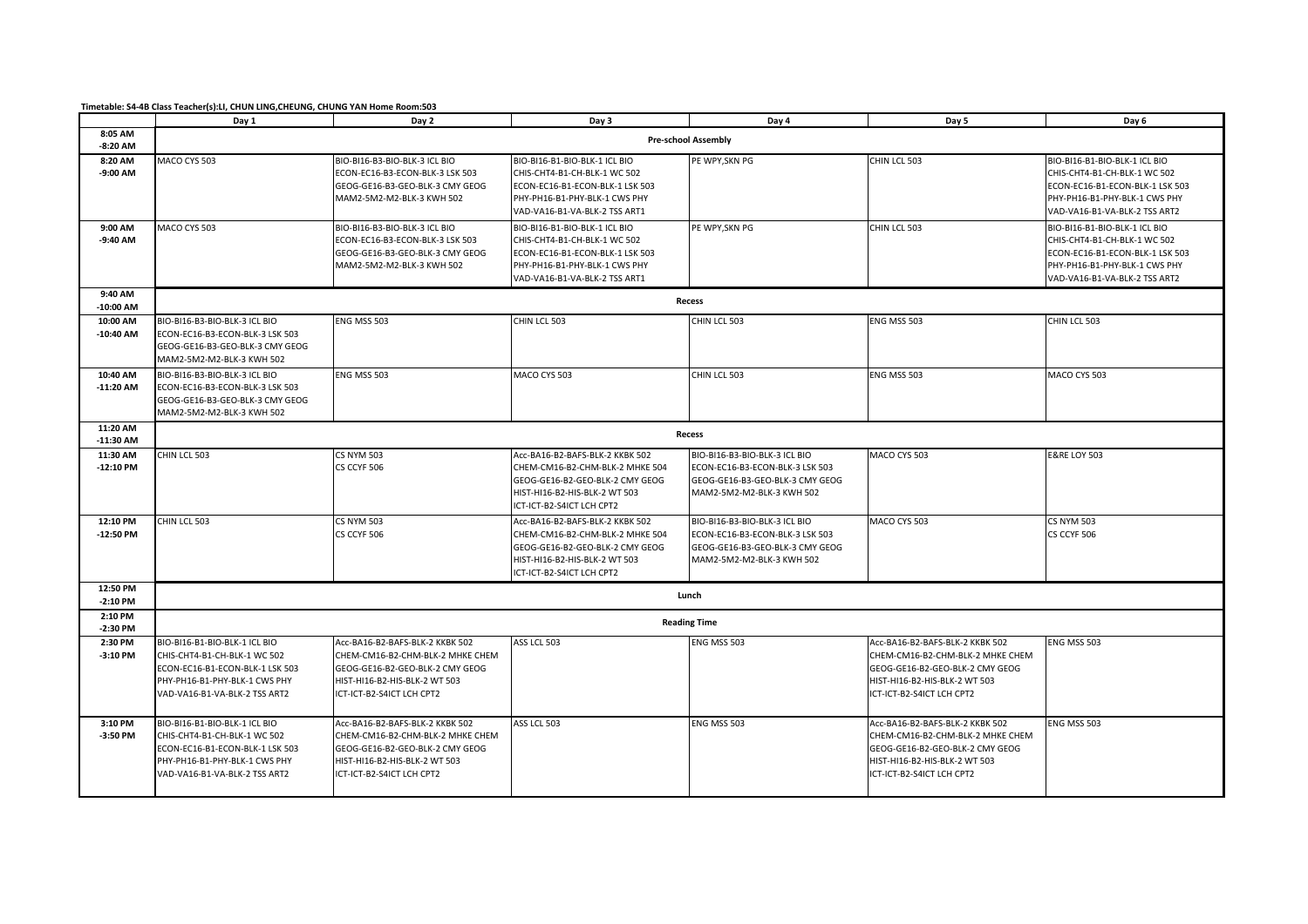**Timetable: S4-4B Class Teacher(s):LI, CHUN LING,CHEUNG, CHUNG YAN Home Room:503**

| | Day 1 | Day 2 | Day 3 | Day 4 | Day 5 | Day 6 |
|---|---|---|---|---|---|---|
| 8:05 AM -8:20 AM | Pre-school Assembly | | | | | |
| 8:20 AM -9:00 AM | MACO CYS 503 | BIO-BI16-B3-BIO-BLK-3 ICL BIO ECON-EC16-B3-ECON-BLK-3 LSK 503 GEOG-GE16-B3-GEO-BLK-3 CMY GEOG MAM2-5M2-M2-BLK-3 KWH 502 | BIO-BI16-B1-BIO-BLK-1 ICL BIO CHIS-CHT4-B1-CH-BLK-1 WC 502 ECON-EC16-B1-ECON-BLK-1 LSK 503 PHY-PH16-B1-PHY-BLK-1 CWS PHY VAD-VA16-B1-VA-BLK-2 TSS ART1 | PE WPY,SKN PG | CHIN LCL 503 | BIO-BI16-B1-BIO-BLK-1 ICL BIO CHIS-CHT4-B1-CH-BLK-1 WC 502 ECON-EC16-B1-ECON-BLK-1 LSK 503 PHY-PH16-B1-PHY-BLK-1 CWS PHY VAD-VA16-B1-VA-BLK-2 TSS ART2 |
| 9:00 AM -9:40 AM | MACO CYS 503 | BIO-BI16-B3-BIO-BLK-3 ICL BIO ECON-EC16-B3-ECON-BLK-3 LSK 503 GEOG-GE16-B3-GEO-BLK-3 CMY GEOG MAM2-5M2-M2-BLK-3 KWH 502 | BIO-BI16-B1-BIO-BLK-1 ICL BIO CHIS-CHT4-B1-CH-BLK-1 WC 502 ECON-EC16-B1-ECON-BLK-1 LSK 503 PHY-PH16-B1-PHY-BLK-1 CWS PHY VAD-VA16-B1-VA-BLK-2 TSS ART1 | PE WPY,SKN PG | CHIN LCL 503 | BIO-BI16-B1-BIO-BLK-1 ICL BIO CHIS-CHT4-B1-CH-BLK-1 WC 502 ECON-EC16-B1-ECON-BLK-1 LSK 503 PHY-PH16-B1-PHY-BLK-1 CWS PHY VAD-VA16-B1-VA-BLK-2 TSS ART2 |
| 9:40 AM -10:00 AM | Recess | | | | | |
| 10:00 AM -10:40 AM | BIO-BI16-B3-BIO-BLK-3 ICL BIO ECON-EC16-B3-ECON-BLK-3 LSK 503 GEOG-GE16-B3-GEO-BLK-3 CMY GEOG MAM2-5M2-M2-BLK-3 KWH 502 | ENG MSS 503 | CHIN LCL 503 | CHIN LCL 503 | ENG MSS 503 | CHIN LCL 503 |
| 10:40 AM -11:20 AM | BIO-BI16-B3-BIO-BLK-3 ICL BIO ECON-EC16-B3-ECON-BLK-3 LSK 503 GEOG-GE16-B3-GEO-BLK-3 CMY GEOG MAM2-5M2-M2-BLK-3 KWH 502 | ENG MSS 503 | MACO CYS 503 | CHIN LCL 503 | ENG MSS 503 | MACO CYS 503 |
| 11:20 AM -11:30 AM | Recess | | | | | |
| 11:30 AM -12:10 PM | CHIN LCL 503 | CS NYM 503 CS CCYF 506 | Acc-BA16-B2-BAFS-BLK-2 KKBK 502 CHEM-CM16-B2-CHM-BLK-2 MHKE 504 GEOG-GE16-B2-GEO-BLK-2 CMY GEOG HIST-HI16-B2-HIS-BLK-2 WT 503 ICT-ICT-B2-S4ICT LCH CPT2 | BIO-BI16-B3-BIO-BLK-3 ICL BIO ECON-EC16-B3-ECON-BLK-3 LSK 503 GEOG-GE16-B3-GEO-BLK-3 CMY GEOG MAM2-5M2-M2-BLK-3 KWH 502 | MACO CYS 503 | E&RE LOY 503 |
| 12:10 PM -12:50 PM | CHIN LCL 503 | CS NYM 503 CS CCYF 506 | Acc-BA16-B2-BAFS-BLK-2 KKBK 502 CHEM-CM16-B2-CHM-BLK-2 MHKE 504 GEOG-GE16-B2-GEO-BLK-2 CMY GEOG HIST-HI16-B2-HIS-BLK-2 WT 503 ICT-ICT-B2-S4ICT LCH CPT2 | BIO-BI16-B3-BIO-BLK-3 ICL BIO ECON-EC16-B3-ECON-BLK-3 LSK 503 GEOG-GE16-B3-GEO-BLK-3 CMY GEOG MAM2-5M2-M2-BLK-3 KWH 502 | MACO CYS 503 | CS NYM 503 CS CCYF 506 |
| 12:50 PM -2:10 PM | Lunch | | | | | |
| 2:10 PM -2:30 PM | Reading Time | | | | | |
| 2:30 PM -3:10 PM | BIO-BI16-B1-BIO-BLK-1 ICL BIO CHIS-CHT4-B1-CH-BLK-1 WC 502 ECON-EC16-B1-ECON-BLK-1 LSK 503 PHY-PH16-B1-PHY-BLK-1 CWS PHY VAD-VA16-B1-VA-BLK-2 TSS ART2 | Acc-BA16-B2-BAFS-BLK-2 KKBK 502 CHEM-CM16-B2-CHM-BLK-2 MHKE CHEM GEOG-GE16-B2-GEO-BLK-2 CMY GEOG HIST-HI16-B2-HIS-BLK-2 WT 503 ICT-ICT-B2-S4ICT LCH CPT2 | ASS LCL 503 | ENG MSS 503 | Acc-BA16-B2-BAFS-BLK-2 KKBK 502 CHEM-CM16-B2-CHM-BLK-2 MHKE CHEM GEOG-GE16-B2-GEO-BLK-2 CMY GEOG HIST-HI16-B2-HIS-BLK-2 WT 503 ICT-ICT-B2-S4ICT LCH CPT2 | ENG MSS 503 |
| 3:10 PM -3:50 PM | BIO-BI16-B1-BIO-BLK-1 ICL BIO CHIS-CHT4-B1-CH-BLK-1 WC 502 ECON-EC16-B1-ECON-BLK-1 LSK 503 PHY-PH16-B1-PHY-BLK-1 CWS PHY VAD-VA16-B1-VA-BLK-2 TSS ART2 | Acc-BA16-B2-BAFS-BLK-2 KKBK 502 CHEM-CM16-B2-CHM-BLK-2 MHKE CHEM GEOG-GE16-B2-GEO-BLK-2 CMY GEOG HIST-HI16-B2-HIS-BLK-2 WT 503 ICT-ICT-B2-S4ICT LCH CPT2 | ASS LCL 503 | ENG MSS 503 | Acc-BA16-B2-BAFS-BLK-2 KKBK 502 CHEM-CM16-B2-CHM-BLK-2 MHKE CHEM GEOG-GE16-B2-GEO-BLK-2 CMY GEOG HIST-HI16-B2-HIS-BLK-2 WT 503 ICT-ICT-B2-S4ICT LCH CPT2 | ENG MSS 503 |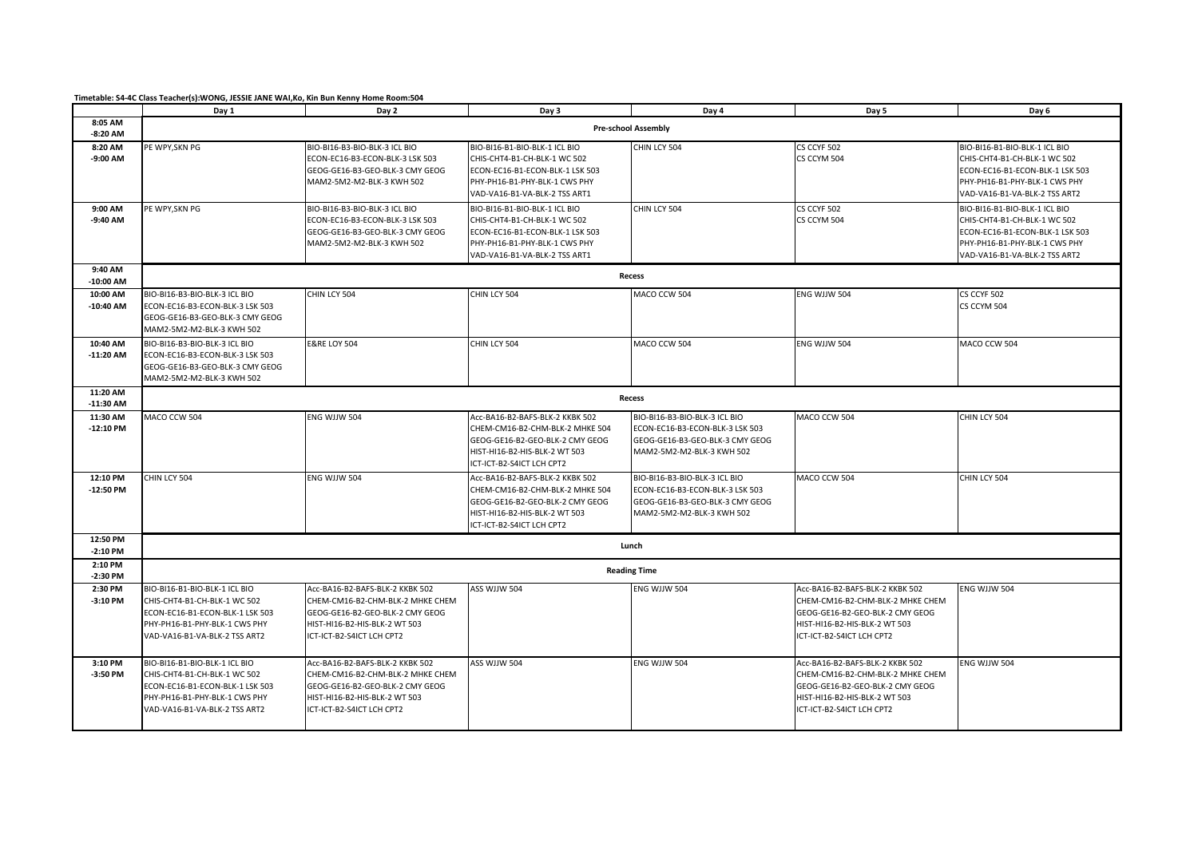**Timetable: S4-4C Class Teacher(s):WONG, JESSIE JANE WAI,Ko, Kin Bun Kenny Home Room:504**

| | Day 1 | Day 2 | Day 3 | Day 4 | Day 5 | Day 6 |
|---|---|---|---|---|---|---|
| 8:05 AM -8:20 AM | Pre-school Assembly | | | | | |
| 8:20 AM -9:00 AM | PE WPY,SKN PG | BIO-BI16-B3-BIO-BLK-3 ICL BIO<br>ECON-EC16-B3-ECON-BLK-3 LSK 503<br>GEOG-GE16-B3-GEO-BLK-3 CMY GEOG<br>MAM2-5M2-M2-BLK-3 KWH 502 | BIO-BI16-B1-BIO-BLK-1 ICL BIO<br>CHIS-CHT4-B1-CH-BLK-1 WC 502<br>ECON-EC16-B1-ECON-BLK-1 LSK 503<br>PHY-PH16-B1-PHY-BLK-1 CWS PHY<br>VAD-VA16-B1-VA-BLK-2 TSS ART1 | CHIN LCY 504 | CS CCYF 502<br>CS CCYM 504 | BIO-BI16-B1-BIO-BLK-1 ICL BIO<br>CHIS-CHT4-B1-CH-BLK-1 WC 502<br>ECON-EC16-B1-ECON-BLK-1 LSK 503<br>PHY-PH16-B1-PHY-BLK-1 CWS PHY<br>VAD-VA16-B1-VA-BLK-2 TSS ART2 |
| 9:00 AM -9:40 AM | PE WPY,SKN PG | BIO-BI16-B3-BIO-BLK-3 ICL BIO<br>ECON-EC16-B3-ECON-BLK-3 LSK 503<br>GEOG-GE16-B3-GEO-BLK-3 CMY GEOG<br>MAM2-5M2-M2-BLK-3 KWH 502 | BIO-BI16-B1-BIO-BLK-1 ICL BIO<br>CHIS-CHT4-B1-CH-BLK-1 WC 502<br>ECON-EC16-B1-ECON-BLK-1 LSK 503<br>PHY-PH16-B1-PHY-BLK-1 CWS PHY<br>VAD-VA16-B1-VA-BLK-2 TSS ART1 | CHIN LCY 504 | CS CCYF 502<br>CS CCYM 504 | BIO-BI16-B1-BIO-BLK-1 ICL BIO<br>CHIS-CHT4-B1-CH-BLK-1 WC 502<br>ECON-EC16-B1-ECON-BLK-1 LSK 503<br>PHY-PH16-B1-PHY-BLK-1 CWS PHY<br>VAD-VA16-B1-VA-BLK-2 TSS ART2 |
| 9:40 AM -10:00 AM | Recess | | | | | |
| 10:00 AM -10:40 AM | BIO-BI16-B3-BIO-BLK-3 ICL BIO<br>ECON-EC16-B3-ECON-BLK-3 LSK 503<br>GEOG-GE16-B3-GEO-BLK-3 CMY GEOG<br>MAM2-5M2-M2-BLK-3 KWH 502 | CHIN LCY 504 | CHIN LCY 504 | MACO CCW 504 | ENG WJJW 504 | CS CCYF 502<br>CS CCYM 504 |
| 10:40 AM -11:20 AM | BIO-BI16-B3-BIO-BLK-3 ICL BIO<br>ECON-EC16-B3-ECON-BLK-3 LSK 503<br>GEOG-GE16-B3-GEO-BLK-3 CMY GEOG<br>MAM2-5M2-M2-BLK-3 KWH 502 | E&RE LOY 504 | CHIN LCY 504 | MACO CCW 504 | ENG WJJW 504 | MACO CCW 504 |
| 11:20 AM -11:30 AM | Recess | | | | | |
| 11:30 AM -12:10 PM | MACO CCW 504 | ENG WJJW 504 | Acc-BA16-B2-BAFS-BLK-2 KKBK 502<br>CHEM-CM16-B2-CHM-BLK-2 MHKE 504<br>GEOG-GE16-B2-GEO-BLK-2 CMY GEOG<br>HIST-HI16-B2-HIS-BLK-2 WT 503<br>ICT-ICT-B2-S4ICT LCH CPT2 | BIO-BI16-B3-BIO-BLK-3 ICL BIO<br>ECON-EC16-B3-ECON-BLK-3 LSK 503<br>GEOG-GE16-B3-GEO-BLK-3 CMY GEOG<br>MAM2-5M2-M2-BLK-3 KWH 502 | MACO CCW 504 | CHIN LCY 504 |
| 12:10 PM -12:50 PM | CHIN LCY 504 | ENG WJJW 504 | Acc-BA16-B2-BAFS-BLK-2 KKBK 502<br>CHEM-CM16-B2-CHM-BLK-2 MHKE 504<br>GEOG-GE16-B2-GEO-BLK-2 CMY GEOG<br>HIST-HI16-B2-HIS-BLK-2 WT 503<br>ICT-ICT-B2-S4ICT LCH CPT2 | BIO-BI16-B3-BIO-BLK-3 ICL BIO<br>ECON-EC16-B3-ECON-BLK-3 LSK 503<br>GEOG-GE16-B3-GEO-BLK-3 CMY GEOG<br>MAM2-5M2-M2-BLK-3 KWH 502 | MACO CCW 504 | CHIN LCY 504 |
| 12:50 PM -2:10 PM | Lunch | | | | | |
| 2:10 PM -2:30 PM | Reading Time | | | | | |
| 2:30 PM -3:10 PM | BIO-BI16-B1-BIO-BLK-1 ICL BIO<br>CHIS-CHT4-B1-CH-BLK-1 WC 502<br>ECON-EC16-B1-ECON-BLK-1 LSK 503<br>PHY-PH16-B1-PHY-BLK-1 CWS PHY<br>VAD-VA16-B1-VA-BLK-2 TSS ART2 | Acc-BA16-B2-BAFS-BLK-2 KKBK 502<br>CHEM-CM16-B2-CHM-BLK-2 MHKE CHEM<br>GEOG-GE16-B2-GEO-BLK-2 CMY GEOG<br>HIST-HI16-B2-HIS-BLK-2 WT 503<br>ICT-ICT-B2-S4ICT LCH CPT2 | ASS WJJW 504 | ENG WJJW 504 | Acc-BA16-B2-BAFS-BLK-2 KKBK 502<br>CHEM-CM16-B2-CHM-BLK-2 MHKE CHEM<br>GEOG-GE16-B2-GEO-BLK-2 CMY GEOG<br>HIST-HI16-B2-HIS-BLK-2 WT 503<br>ICT-ICT-B2-S4ICT LCH CPT2 | ENG WJJW 504 |
| 3:10 PM -3:50 PM | BIO-BI16-B1-BIO-BLK-1 ICL BIO<br>CHIS-CHT4-B1-CH-BLK-1 WC 502<br>ECON-EC16-B1-ECON-BLK-1 LSK 503<br>PHY-PH16-B1-PHY-BLK-1 CWS PHY<br>VAD-VA16-B1-VA-BLK-2 TSS ART2 | Acc-BA16-B2-BAFS-BLK-2 KKBK 502<br>CHEM-CM16-B2-CHM-BLK-2 MHKE CHEM<br>GEOG-GE16-B2-GEO-BLK-2 CMY GEOG<br>HIST-HI16-B2-HIS-BLK-2 WT 503<br>ICT-ICT-B2-S4ICT LCH CPT2 | ASS WJJW 504 | ENG WJJW 504 | Acc-BA16-B2-BAFS-BLK-2 KKBK 502<br>CHEM-CM16-B2-CHM-BLK-2 MHKE CHEM<br>GEOG-GE16-B2-GEO-BLK-2 CMY GEOG<br>HIST-HI16-B2-HIS-BLK-2 WT 503<br>ICT-ICT-B2-S4ICT LCH CPT2 | ENG WJJW 504 |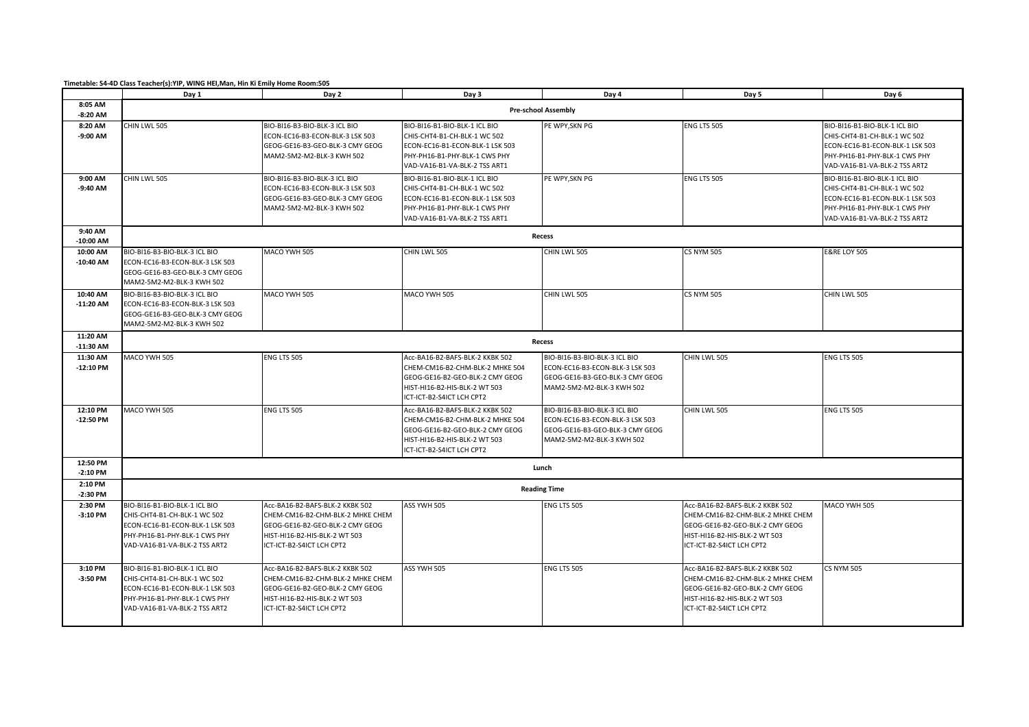**Timetable: S4-4D Class Teacher(s):YIP, WING HEI,Man, Hin Ki Emily Home Room:505**

| | Day 1 | Day 2 | Day 3 | Day 4 | Day 5 | Day 6 |
|---|---|---|---|---|---|---|
| 8:05 AM -8:20 AM | Pre-school Assembly | | | | | |
| 8:20 AM -9:00 AM | CHIN LWL 505 | BIO-BI16-B3-BIO-BLK-3 ICL BIO<br>ECON-EC16-B3-ECON-BLK-3 LSK 503<br>GEOG-GE16-B3-GEO-BLK-3 CMY GEOG<br>MAM2-5M2-M2-BLK-3 KWH 502 | BIO-BI16-B1-BIO-BLK-1 ICL BIO<br>CHIS-CHT4-B1-CH-BLK-1 WC 502<br>ECON-EC16-B1-ECON-BLK-1 LSK 503<br>PHY-PH16-B1-PHY-BLK-1 CWS PHY<br>VAD-VA16-B1-VA-BLK-2 TSS ART1 | PE WPY,SKN PG | ENG LTS 505 | BIO-BI16-B1-BIO-BLK-1 ICL BIO<br>CHIS-CHT4-B1-CH-BLK-1 WC 502<br>ECON-EC16-B1-ECON-BLK-1 LSK 503<br>PHY-PH16-B1-PHY-BLK-1 CWS PHY<br>VAD-VA16-B1-VA-BLK-2 TSS ART2 |
| 9:00 AM -9:40 AM | CHIN LWL 505 | BIO-BI16-B3-BIO-BLK-3 ICL BIO<br>ECON-EC16-B3-ECON-BLK-3 LSK 503<br>GEOG-GE16-B3-GEO-BLK-3 CMY GEOG<br>MAM2-5M2-M2-BLK-3 KWH 502 | BIO-BI16-B1-BIO-BLK-1 ICL BIO<br>CHIS-CHT4-B1-CH-BLK-1 WC 502<br>ECON-EC16-B1-ECON-BLK-1 LSK 503<br>PHY-PH16-B1-PHY-BLK-1 CWS PHY<br>VAD-VA16-B1-VA-BLK-2 TSS ART1 | PE WPY,SKN PG | ENG LTS 505 | BIO-BI16-B1-BIO-BLK-1 ICL BIO<br>CHIS-CHT4-B1-CH-BLK-1 WC 502<br>ECON-EC16-B1-ECON-BLK-1 LSK 503<br>PHY-PH16-B1-PHY-BLK-1 CWS PHY<br>VAD-VA16-B1-VA-BLK-2 TSS ART2 |
| 9:40 AM -10:00 AM | Recess | | | | | |
| 10:00 AM -10:40 AM | BIO-BI16-B3-BIO-BLK-3 ICL BIO<br>ECON-EC16-B3-ECON-BLK-3 LSK 503<br>GEOG-GE16-B3-GEO-BLK-3 CMY GEOG<br>MAM2-5M2-M2-BLK-3 KWH 502 | MACO YWH 505 | CHIN LWL 505 | CHIN LWL 505 | CS NYM 505 | E&RE LOY 505 |
| 10:40 AM -11:20 AM | BIO-BI16-B3-BIO-BLK-3 ICL BIO<br>ECON-EC16-B3-ECON-BLK-3 LSK 503<br>GEOG-GE16-B3-GEO-BLK-3 CMY GEOG<br>MAM2-5M2-M2-BLK-3 KWH 502 | MACO YWH 505 | MACO YWH 505 | CHIN LWL 505 | CS NYM 505 | CHIN LWL 505 |
| 11:20 AM -11:30 AM | Recess | | | | | |
| 11:30 AM -12:10 PM | MACO YWH 505 | ENG LTS 505 | Acc-BA16-B2-BAFS-BLK-2 KKBK 502<br>CHEM-CM16-B2-CHM-BLK-2 MHKE 504<br>GEOG-GE16-B2-GEO-BLK-2 CMY GEOG<br>HIST-HI16-B2-HIS-BLK-2 WT 503<br>ICT-ICT-B2-S4ICT LCH CPT2 | BIO-BI16-B3-BIO-BLK-3 ICL BIO<br>ECON-EC16-B3-ECON-BLK-3 LSK 503<br>GEOG-GE16-B3-GEO-BLK-3 CMY GEOG<br>MAM2-5M2-M2-BLK-3 KWH 502 | CHIN LWL 505 | ENG LTS 505 |
| 12:10 PM -12:50 PM | MACO YWH 505 | ENG LTS 505 | Acc-BA16-B2-BAFS-BLK-2 KKBK 502<br>CHEM-CM16-B2-CHM-BLK-2 MHKE 504<br>GEOG-GE16-B2-GEO-BLK-2 CMY GEOG<br>HIST-HI16-B2-HIS-BLK-2 WT 503<br>ICT-ICT-B2-S4ICT LCH CPT2 | BIO-BI16-B3-BIO-BLK-3 ICL BIO<br>ECON-EC16-B3-ECON-BLK-3 LSK 503<br>GEOG-GE16-B3-GEO-BLK-3 CMY GEOG<br>MAM2-5M2-M2-BLK-3 KWH 502 | CHIN LWL 505 | ENG LTS 505 |
| 12:50 PM -2:10 PM | Lunch | | | | | |
| 2:10 PM -2:30 PM | Reading Time | | | | | |
| 2:30 PM -3:10 PM | BIO-BI16-B1-BIO-BLK-1 ICL BIO<br>CHIS-CHT4-B1-CH-BLK-1 WC 502<br>ECON-EC16-B1-ECON-BLK-1 LSK 503<br>PHY-PH16-B1-PHY-BLK-1 CWS PHY<br>VAD-VA16-B1-VA-BLK-2 TSS ART2 | Acc-BA16-B2-BAFS-BLK-2 KKBK 502<br>CHEM-CM16-B2-CHM-BLK-2 MHKE CHEM<br>GEOG-GE16-B2-GEO-BLK-2 CMY GEOG<br>HIST-HI16-B2-HIS-BLK-2 WT 503<br>ICT-ICT-B2-S4ICT LCH CPT2 | ASS YWH 505 | ENG LTS 505 | Acc-BA16-B2-BAFS-BLK-2 KKBK 502<br>CHEM-CM16-B2-CHM-BLK-2 MHKE CHEM<br>GEOG-GE16-B2-GEO-BLK-2 CMY GEOG<br>HIST-HI16-B2-HIS-BLK-2 WT 503<br>ICT-ICT-B2-S4ICT LCH CPT2 | MACO YWH 505 |
| 3:10 PM -3:50 PM | BIO-BI16-B1-BIO-BLK-1 ICL BIO<br>CHIS-CHT4-B1-CH-BLK-1 WC 502<br>ECON-EC16-B1-ECON-BLK-1 LSK 503<br>PHY-PH16-B1-PHY-BLK-1 CWS PHY<br>VAD-VA16-B1-VA-BLK-2 TSS ART2 | Acc-BA16-B2-BAFS-BLK-2 KKBK 502<br>CHEM-CM16-B2-CHM-BLK-2 MHKE CHEM<br>GEOG-GE16-B2-GEO-BLK-2 CMY GEOG<br>HIST-HI16-B2-HIS-BLK-2 WT 503<br>ICT-ICT-B2-S4ICT LCH CPT2 | ASS YWH 505 | ENG LTS 505 | Acc-BA16-B2-BAFS-BLK-2 KKBK 502<br>CHEM-CM16-B2-CHM-BLK-2 MHKE CHEM<br>GEOG-GE16-B2-GEO-BLK-2 CMY GEOG<br>HIST-HI16-B2-HIS-BLK-2 WT 503<br>ICT-ICT-B2-S4ICT LCH CPT2 | CS NYM 505 |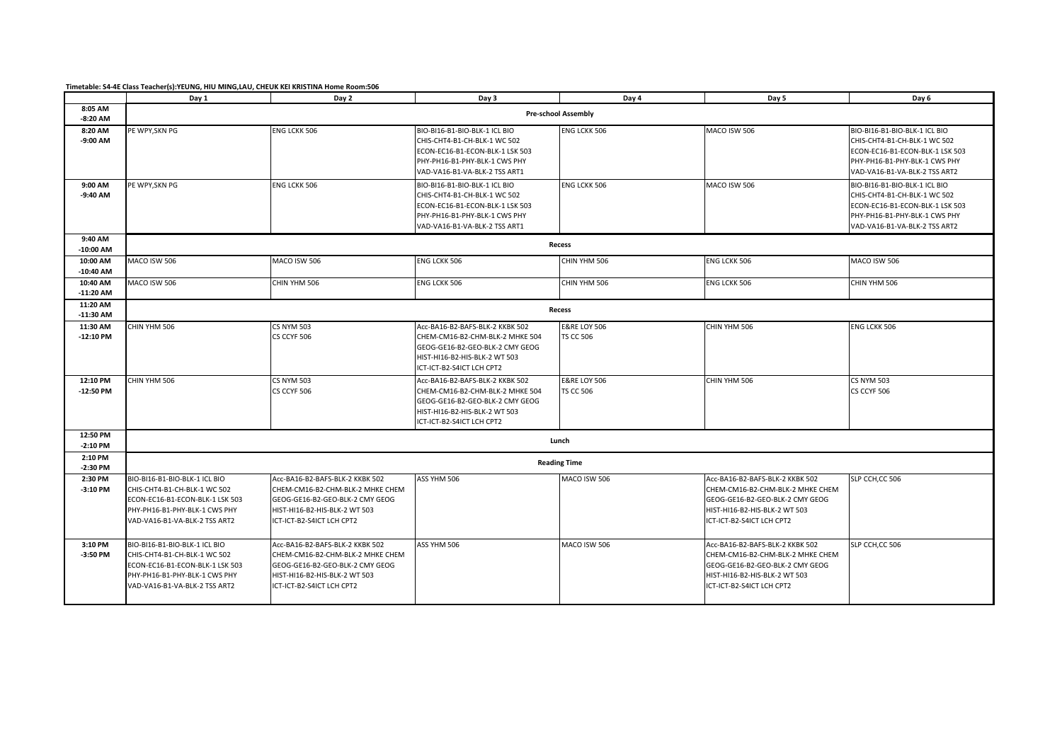**Timetable: S4-4E Class Teacher(s):YEUNG, HIU MING,LAU, CHEUK KEI KRISTINA Home Room:506**

| | Day 1 | Day 2 | Day 3 | Day 4 | Day 5 | Day 6 |
|---|---|---|---|---|---|---|
| 8:05 AM -8:20 AM | Pre-school Assembly | | | | | |
| 8:20 AM -9:00 AM | PE WPY,SKN PG | ENG LCKK 506 | BIO-BI16-B1-BIO-BLK-1 ICL BIO<br>CHIS-CHT4-B1-CH-BLK-1 WC 502<br>ECON-EC16-B1-ECON-BLK-1 LSK 503<br>PHY-PH16-B1-PHY-BLK-1 CWS PHY<br>VAD-VA16-B1-VA-BLK-2 TSS ART1 | ENG LCKK 506 | MACO ISW 506 | BIO-BI16-B1-BIO-BLK-1 ICL BIO<br>CHIS-CHT4-B1-CH-BLK-1 WC 502<br>ECON-EC16-B1-ECON-BLK-1 LSK 503<br>PHY-PH16-B1-PHY-BLK-1 CWS PHY<br>VAD-VA16-B1-VA-BLK-2 TSS ART2 |
| 9:00 AM -9:40 AM | PE WPY,SKN PG | ENG LCKK 506 | BIO-BI16-B1-BIO-BLK-1 ICL BIO<br>CHIS-CHT4-B1-CH-BLK-1 WC 502<br>ECON-EC16-B1-ECON-BLK-1 LSK 503<br>PHY-PH16-B1-PHY-BLK-1 CWS PHY<br>VAD-VA16-B1-VA-BLK-2 TSS ART1 | ENG LCKK 506 | MACO ISW 506 | BIO-BI16-B1-BIO-BLK-1 ICL BIO<br>CHIS-CHT4-B1-CH-BLK-1 WC 502<br>ECON-EC16-B1-ECON-BLK-1 LSK 503<br>PHY-PH16-B1-PHY-BLK-1 CWS PHY<br>VAD-VA16-B1-VA-BLK-2 TSS ART2 |
| 9:40 AM -10:00 AM | Recess | | | | | |
| 10:00 AM -10:40 AM | MACO ISW 506 | MACO ISW 506 | ENG LCKK 506 | CHIN YHM 506 | ENG LCKK 506 | MACO ISW 506 |
| 10:40 AM -11:20 AM | MACO ISW 506 | CHIN YHM 506 | ENG LCKK 506 | CHIN YHM 506 | ENG LCKK 506 | CHIN YHM 506 |
| 11:20 AM -11:30 AM | Recess | | | | | |
| 11:30 AM -12:10 PM | CHIN YHM 506 | CS NYM 503<br>CS CCYF 506 | Acc-BA16-B2-BAFS-BLK-2 KKBK 502<br>CHEM-CM16-B2-CHM-BLK-2 MHKE 504<br>GEOG-GE16-B2-GEO-BLK-2 CMY GEOG<br>HIST-HI16-B2-HIS-BLK-2 WT 503<br>ICT-ICT-B2-S4ICT LCH CPT2 | E&RE LOY 506<br>TS CC 506 | CHIN YHM 506 | ENG LCKK 506 |
| 12:10 PM -12:50 PM | CHIN YHM 506 | CS NYM 503<br>CS CCYF 506 | Acc-BA16-B2-BAFS-BLK-2 KKBK 502<br>CHEM-CM16-B2-CHM-BLK-2 MHKE 504<br>GEOG-GE16-B2-GEO-BLK-2 CMY GEOG<br>HIST-HI16-B2-HIS-BLK-2 WT 503<br>ICT-ICT-B2-S4ICT LCH CPT2 | E&RE LOY 506<br>TS CC 506 | CHIN YHM 506 | CS NYM 503<br>CS CCYF 506 |
| 12:50 PM -2:10 PM | Lunch | | | | | |
| 2:10 PM -2:30 PM | Reading Time | | | | | |
| 2:30 PM -3:10 PM | BIO-BI16-B1-BIO-BLK-1 ICL BIO<br>CHIS-CHT4-B1-CH-BLK-1 WC 502<br>ECON-EC16-B1-ECON-BLK-1 LSK 503<br>PHY-PH16-B1-PHY-BLK-1 CWS PHY<br>VAD-VA16-B1-VA-BLK-2 TSS ART2 | Acc-BA16-B2-BAFS-BLK-2 KKBK 502<br>CHEM-CM16-B2-CHM-BLK-2 MHKE CHEM<br>GEOG-GE16-B2-GEO-BLK-2 CMY GEOG<br>HIST-HI16-B2-HIS-BLK-2 WT 503<br>ICT-ICT-B2-S4ICT LCH CPT2 | ASS YHM 506 | MACO ISW 506 | Acc-BA16-B2-BAFS-BLK-2 KKBK 502<br>CHEM-CM16-B2-CHM-BLK-2 MHKE CHEM<br>GEOG-GE16-B2-GEO-BLK-2 CMY GEOG<br>HIST-HI16-B2-HIS-BLK-2 WT 503<br>ICT-ICT-B2-S4ICT LCH CPT2 | SLP CCH,CC 506 |
| 3:10 PM -3:50 PM | BIO-BI16-B1-BIO-BLK-1 ICL BIO<br>CHIS-CHT4-B1-CH-BLK-1 WC 502<br>ECON-EC16-B1-ECON-BLK-1 LSK 503<br>PHY-PH16-B1-PHY-BLK-1 CWS PHY<br>VAD-VA16-B1-VA-BLK-2 TSS ART2 | Acc-BA16-B2-BAFS-BLK-2 KKBK 502<br>CHEM-CM16-B2-CHM-BLK-2 MHKE CHEM<br>GEOG-GE16-B2-GEO-BLK-2 CMY GEOG<br>HIST-HI16-B2-HIS-BLK-2 WT 503<br>ICT-ICT-B2-S4ICT LCH CPT2 | ASS YHM 506 | MACO ISW 506 | Acc-BA16-B2-BAFS-BLK-2 KKBK 502<br>CHEM-CM16-B2-CHM-BLK-2 MHKE CHEM<br>GEOG-GE16-B2-GEO-BLK-2 CMY GEOG<br>HIST-HI16-B2-HIS-BLK-2 WT 503<br>ICT-ICT-B2-S4ICT LCH CPT2 | SLP CCH,CC 506 |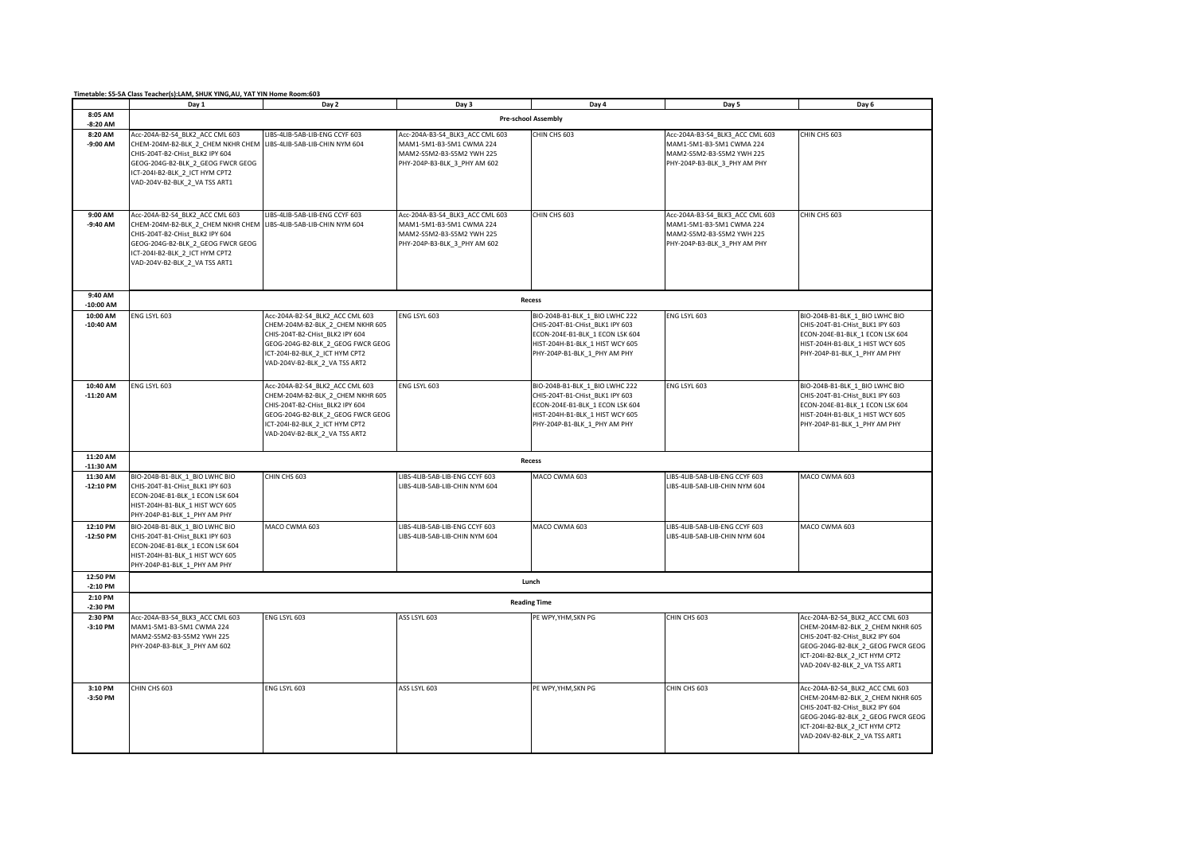**Timetable: S5-5A Class Teacher(s):LAM, SHUK YING,AU, YAT YIN Home Room:603**

| | Day 1 | Day 2 | Day 3 | Day 4 | Day 5 | Day 6 |
|---|---|---|---|---|---|---|
| 8:05 AM -8:20 AM | Pre-school Assembly | | | | | |
| 8:20 AM -9:00 AM | Acc-204A-B2-S4_BLK2_ACC CML 603<br>CHEM-204M-B2-BLK_2_CHEM NKHR CHEM<br>CHIS-204T-B2-CHist_BLK2 IPY 604<br>GEOG-204G-B2-BLK_2_GEOG FWCR GEOG<br>ICT-204I-B2-BLK_2_ICT HYM CPT2<br>VAD-204V-B2-BLK_2_VA TSS ART1 | LIBS-4LIB-5AB-LIB-ENG CCYF 603<br>LIBS-4LIB-5AB-LIB-CHIN NYM 604 | Acc-204A-B3-S4_BLK3_ACC CML 603<br>MAM1-5M1-B3-5M1 CWMA 224<br>MAM2-S5M2-B3-S5M2 YWH 225<br>PHY-204P-B3-BLK_3_PHY AM 602 | CHIN CHS 603 | Acc-204A-B3-S4_BLK3_ACC CML 603<br>MAM1-5M1-B3-5M1 CWMA 224<br>MAM2-S5M2-B3-S5M2 YWH 225<br>PHY-204P-B3-BLK_3_PHY AM PHY | CHIN CHS 603 |
| 9:00 AM -9:40 AM | Acc-204A-B2-S4_BLK2_ACC CML 603<br>CHEM-204M-B2-BLK_2_CHEM NKHR CHEM<br>CHIS-204T-B2-CHist_BLK2 IPY 604<br>GEOG-204G-B2-BLK_2_GEOG FWCR GEOG<br>ICT-204I-B2-BLK_2_ICT HYM CPT2<br>VAD-204V-B2-BLK_2_VA TSS ART1 | LIBS-4LIB-5AB-LIB-ENG CCYF 603<br>LIBS-4LIB-5AB-LIB-CHIN NYM 604 | Acc-204A-B3-S4_BLK3_ACC CML 603<br>MAM1-5M1-B3-5M1 CWMA 224<br>MAM2-S5M2-B3-S5M2 YWH 225<br>PHY-204P-B3-BLK_3_PHY AM 602 | CHIN CHS 603 | Acc-204A-B3-S4_BLK3_ACC CML 603<br>MAM1-5M1-B3-5M1 CWMA 224<br>MAM2-S5M2-B3-S5M2 YWH 225<br>PHY-204P-B3-BLK_3_PHY AM PHY | CHIN CHS 603 |
| 9:40 AM -10:00 AM | Recess | | | | | |
| 10:00 AM -10:40 AM | ENG LSYL 603 | Acc-204A-B2-S4_BLK2_ACC CML 603<br>CHEM-204M-B2-BLK_2_CHEM NKHR 605<br>CHIS-204T-B2-CHist_BLK2 IPY 604<br>GEOG-204G-B2-BLK_2_GEOG FWCR GEOG<br>ICT-204I-B2-BLK_2_ICT HYM CPT2<br>VAD-204V-B2-BLK_2_VA TSS ART2 | ENG LSYL 603 | BIO-204B-B1-BLK_1_BIO LWHC 222<br>CHIS-204T-B1-CHist_BLK1 IPY 603<br>ECON-204E-B1-BLK_1_ECON LSK 604<br>HIST-204H-B1-BLK_1_HIST WCY 605<br>PHY-204P-B1-BLK_1_PHY AM PHY | ENG LSYL 603 | BIO-204B-B1-BLK_1_BIO LWHC BIO<br>CHIS-204T-B1-CHist_BLK1 IPY 603<br>ECON-204E-B1-BLK_1_ECON LSK 604<br>HIST-204H-B1-BLK_1_HIST WCY 605<br>PHY-204P-B1-BLK_1_PHY AM PHY |
| 10:40 AM -11:20 AM | ENG LSYL 603 | Acc-204A-B2-S4_BLK2_ACC CML 603<br>CHEM-204M-B2-BLK_2_CHEM NKHR 605<br>CHIS-204T-B2-CHist_BLK2 IPY 604<br>GEOG-204G-B2-BLK_2_GEOG FWCR GEOG<br>ICT-204I-B2-BLK_2_ICT HYM CPT2<br>VAD-204V-B2-BLK_2_VA TSS ART2 | ENG LSYL 603 | BIO-204B-B1-BLK_1_BIO LWHC 222<br>CHIS-204T-B1-CHist_BLK1 IPY 603<br>ECON-204E-B1-BLK_1_ECON LSK 604<br>HIST-204H-B1-BLK_1_HIST WCY 605<br>PHY-204P-B1-BLK_1_PHY AM PHY | ENG LSYL 603 | BIO-204B-B1-BLK_1_BIO LWHC BIO<br>CHIS-204T-B1-CHist_BLK1 IPY 603<br>ECON-204E-B1-BLK_1_ECON LSK 604<br>HIST-204H-B1-BLK_1_HIST WCY 605<br>PHY-204P-B1-BLK_1_PHY AM PHY |
| 11:20 AM -11:30 AM | Recess | | | | | |
| 11:30 AM -12:10 PM | BIO-204B-B1-BLK_1_BIO LWHC BIO<br>CHIS-204T-B1-CHist_BLK1 IPY 603<br>ECON-204E-B1-BLK_1_ECON LSK 604<br>HIST-204H-B1-BLK_1_HIST WCY 605<br>PHY-204P-B1-BLK_1_PHY AM PHY | CHIN CHS 603 | LIBS-4LIB-5AB-LIB-ENG CCYF 603<br>LIBS-4LIB-5AB-LIB-CHIN NYM 604 | MACO CWMA 603 | LIBS-4LIB-5AB-LIB-ENG CCYF 603<br>LIBS-4LIB-5AB-LIB-CHIN NYM 604 | MACO CWMA 603 |
| 12:10 PM -12:50 PM | BIO-204B-B1-BLK_1_BIO LWHC BIO<br>CHIS-204T-B1-CHist_BLK1 IPY 603<br>ECON-204E-B1-BLK_1_ECON LSK 604<br>HIST-204H-B1-BLK_1_HIST WCY 605<br>PHY-204P-B1-BLK_1_PHY AM PHY | MACO CWMA 603 | LIBS-4LIB-5AB-LIB-ENG CCYF 603<br>LIBS-4LIB-5AB-LIB-CHIN NYM 604 | MACO CWMA 603 | LIBS-4LIB-5AB-LIB-ENG CCYF 603<br>LIBS-4LIB-5AB-LIB-CHIN NYM 604 | MACO CWMA 603 |
| 12:50 PM -2:10 PM | Lunch | | | | | |
| 2:10 PM -2:30 PM | Reading Time | | | | | |
| 2:30 PM -3:10 PM | Acc-204A-B3-S4_BLK3_ACC CML 603<br>MAM1-5M1-B3-5M1 CWMA 224<br>MAM2-S5M2-B3-S5M2 YWH 225<br>PHY-204P-B3-BLK_3_PHY AM 602 | ENG LSYL 603 | ASS LSYL 603 | PE WPY,YHM,SKN PG | CHIN CHS 603 | Acc-204A-B2-S4_BLK2_ACC CML 603<br>CHEM-204M-B2-BLK_2_CHEM NKHR 605<br>CHIS-204T-B2-CHist_BLK2 IPY 604<br>GEOG-204G-B2-BLK_2_GEOG FWCR GEOG<br>ICT-204I-B2-BLK_2_ICT HYM CPT2<br>VAD-204V-B2-BLK_2_VA TSS ART1 |
| 3:10 PM -3:50 PM | CHIN CHS 603 | ENG LSYL 603 | ASS LSYL 603 | PE WPY,YHM,SKN PG | CHIN CHS 603 | Acc-204A-B2-S4_BLK2_ACC CML 603<br>CHEM-204M-B2-BLK_2_CHEM NKHR 605<br>CHIS-204T-B2-CHist_BLK2 IPY 604<br>GEOG-204G-B2-BLK_2_GEOG FWCR GEOG<br>ICT-204I-B2-BLK_2_ICT HYM CPT2<br>VAD-204V-B2-BLK_2_VA TSS ART1 |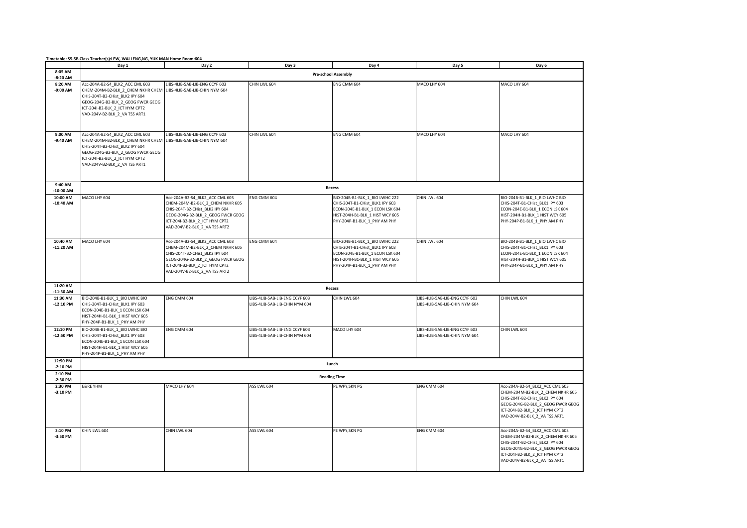**Timetable: S5-5B Class Teacher(s):LEW, WAI LENG,NG, YUK MAN Home Room:604**

| | Day 1 | Day 2 | Day 3 | Day 4 | Day 5 | Day 6 |
|---|---|---|---|---|---|---|
| 8:05 AM -8:20 AM | Pre-school Assembly | | | | | |
| 8:20 AM -9:00 AM | Acc-204A-B2-S4_BLK2_ACC CML 603<br>CHEM-204M-B2-BLK_2_CHEM NKHR CHEM<br>CHIS-204T-B2-CHist_BLK2 IPY 604<br>GEOG-204G-B2-BLK_2_GEOG FWCR GEOG<br>ICT-204I-B2-BLK_2_ICT HYM CPT2<br>VAD-204V-B2-BLK_2_VA TSS ART1 | LIBS-4LIB-5AB-LIB-ENG CCYF 603<br>LIBS-4LIB-5AB-LIB-CHIN NYM 604 | CHIN LWL 604 | ENG CMM 604 | MACO LHY 604 | MACO LHY 604 |
| 9:00 AM -9:40 AM | Acc-204A-B2-S4_BLK2_ACC CML 603<br>CHEM-204M-B2-BLK_2_CHEM NKHR CHEM<br>CHIS-204T-B2-CHist_BLK2 IPY 604<br>GEOG-204G-B2-BLK_2_GEOG FWCR GEOG<br>ICT-204I-B2-BLK_2_ICT HYM CPT2<br>VAD-204V-B2-BLK_2_VA TSS ART1 | LIBS-4LIB-5AB-LIB-ENG CCYF 603<br>LIBS-4LIB-5AB-LIB-CHIN NYM 604 | CHIN LWL 604 | ENG CMM 604 | MACO LHY 604 | MACO LHY 604 |
| 9:40 AM -10:00 AM | Recess | | | | | |
| 10:00 AM -10:40 AM | MACO LHY 604 | Acc-204A-B2-S4_BLK2_ACC CML 603<br>CHEM-204M-B2-BLK_2_CHEM NKHR 605<br>CHIS-204T-B2-CHist_BLK2 IPY 604<br>GEOG-204G-B2-BLK_2_GEOG FWCR GEOG<br>ICT-204I-B2-BLK_2_ICT HYM CPT2<br>VAD-204V-B2-BLK_2_VA TSS ART2 | ENG CMM 604 | BIO-204B-B1-BLK_1_BIO LWHC 222<br>CHIS-204T-B1-CHist_BLK1 IPY 603<br>ECON-204E-B1-BLK_1 ECON LSK 604<br>HIST-204H-B1-BLK_1 HIST WCY 605<br>PHY-204P-B1-BLK_1_PHY AM PHY | CHIN LWL 604 | BIO-204B-B1-BLK_1_BIO LWHC BIO<br>CHIS-204T-B1-CHist_BLK1 IPY 603<br>ECON-204E-B1-BLK_1 ECON LSK 604<br>HIST-204H-B1-BLK_1 HIST WCY 605<br>PHY-204P-B1-BLK_1_PHY AM PHY |
| 10:40 AM -11:20 AM | MACO LHY 604 | Acc-204A-B2-S4_BLK2_ACC CML 603<br>CHEM-204M-B2-BLK_2_CHEM NKHR 605<br>CHIS-204T-B2-CHist_BLK2 IPY 604<br>GEOG-204G-B2-BLK_2_GEOG FWCR GEOG<br>ICT-204I-B2-BLK_2_ICT HYM CPT2<br>VAD-204V-B2-BLK_2_VA TSS ART2 | ENG CMM 604 | BIO-204B-B1-BLK_1_BIO LWHC 222<br>CHIS-204T-B1-CHist_BLK1 IPY 603<br>ECON-204E-B1-BLK_1 ECON LSK 604<br>HIST-204H-B1-BLK_1 HIST WCY 605<br>PHY-204P-B1-BLK_1_PHY AM PHY | CHIN LWL 604 | BIO-204B-B1-BLK_1_BIO LWHC BIO<br>CHIS-204T-B1-CHist_BLK1 IPY 603<br>ECON-204E-B1-BLK_1 ECON LSK 604<br>HIST-204H-B1-BLK_1 HIST WCY 605<br>PHY-204P-B1-BLK_1_PHY AM PHY |
| 11:20 AM -11:30 AM | Recess | | | | | |
| 11:30 AM -12:10 PM | BIO-204B-B1-BLK_1_BIO LWHC BIO<br>CHIS-204T-B1-CHist_BLK1 IPY 603<br>ECON-204E-B1-BLK_1 ECON LSK 604<br>HIST-204H-B1-BLK_1 HIST WCY 605<br>PHY-204P-B1-BLK_1_PHY AM PHY | ENG CMM 604 | LIBS-4LIB-5AB-LIB-ENG CCYF 603<br>LIBS-4LIB-5AB-LIB-CHIN NYM 604 | CHIN LWL 604 | LIBS-4LIB-5AB-LIB-ENG CCYF 603<br>LIBS-4LIB-5AB-LIB-CHIN NYM 604 | CHIN LWL 604 |
| 12:10 PM -12:50 PM | BIO-204B-B1-BLK_1_BIO LWHC BIO<br>CHIS-204T-B1-CHist_BLK1 IPY 603<br>ECON-204E-B1-BLK_1 ECON LSK 604<br>HIST-204H-B1-BLK_1 HIST WCY 605<br>PHY-204P-B1-BLK_1_PHY AM PHY | ENG CMM 604 | LIBS-4LIB-5AB-LIB-ENG CCYF 603<br>LIBS-4LIB-5AB-LIB-CHIN NYM 604 | MACO LHY 604 | LIBS-4LIB-5AB-LIB-ENG CCYF 603<br>LIBS-4LIB-5AB-LIB-CHIN NYM 604 | CHIN LWL 604 |
| 12:50 PM -2:10 PM | Lunch | | | | | |
| 2:10 PM -2:30 PM | Reading Time | | | | | |
| 2:30 PM -3:10 PM | E&RE YHM | MACO LHY 604 | ASS LWL 604 | PE WPY,SKN PG | ENG CMM 604 | Acc-204A-B2-S4_BLK2_ACC CML 603<br>CHEM-204M-B2-BLK_2_CHEM NKHR 605<br>CHIS-204T-B2-CHist_BLK2 IPY 604<br>GEOG-204G-B2-BLK_2_GEOG FWCR GEOG<br>ICT-204I-B2-BLK_2_ICT HYM CPT2<br>VAD-204V-B2-BLK_2_VA TSS ART1 |
| 3:10 PM -3:50 PM | CHIN LWL 604 | CHIN LWL 604 | ASS LWL 604 | PE WPY,SKN PG | ENG CMM 604 | Acc-204A-B2-S4_BLK2_ACC CML 603<br>CHEM-204M-B2-BLK_2_CHEM NKHR 605<br>CHIS-204T-B2-CHist_BLK2 IPY 604<br>GEOG-204G-B2-BLK_2_GEOG FWCR GEOG<br>ICT-204I-B2-BLK_2_ICT HYM CPT2<br>VAD-204V-B2-BLK_2_VA TSS ART1 |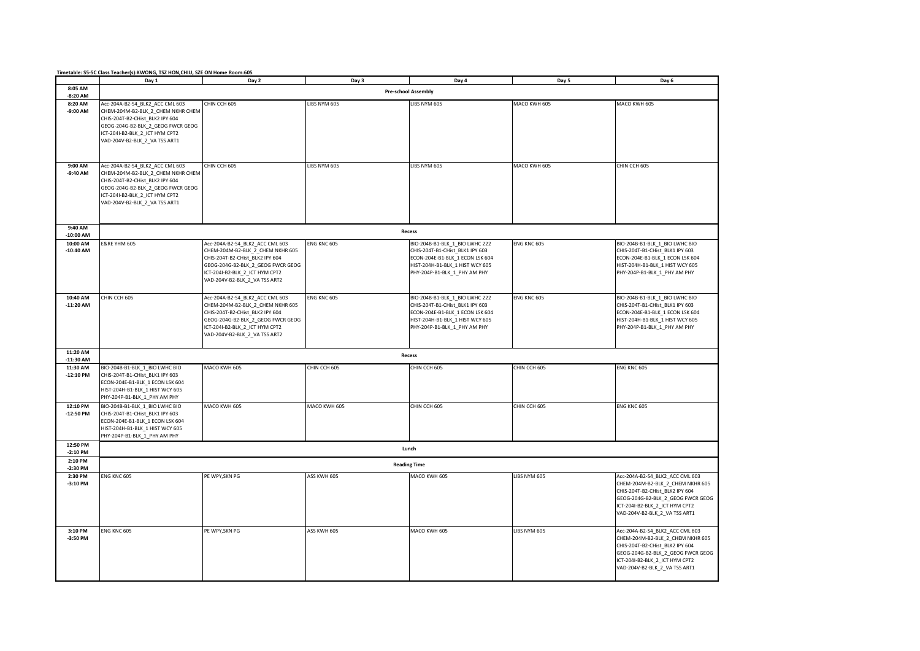**Timetable: S5-5C Class Teacher(s):KWONG, TSZ HON,CHIU, SZE ON Home Room:605**

| | Day 1 | Day 2 | Day 3 | Day 4 | Day 5 | Day 6 |
|---|---|---|---|---|---|---|
| 8:05 AM -8:20 AM | Pre-school Assembly | | | | | |
| 8:20 AM -9:00 AM | Acc-204A-B2-S4_BLK2_ACC CML 603<br>CHEM-204M-B2-BLK_2_CHEM NKHR CHEM<br>CHIS-204T-B2-CHist_BLK2 IPY 604<br>GEOG-204G-B2-BLK_2_GEOG FWCR GEOG<br>ICT-204I-B2-BLK_2_ICT HYM CPT2<br>VAD-204V-B2-BLK_2_VA TSS ART1 | CHIN CCH 605 | LIBS NYM 605 | LIBS NYM 605 | MACO KWH 605 | MACO KWH 605 |
| 9:00 AM -9:40 AM | Acc-204A-B2-S4_BLK2_ACC CML 603<br>CHEM-204M-B2-BLK_2_CHEM NKHR CHEM<br>CHIS-204T-B2-CHist_BLK2 IPY 604<br>GEOG-204G-B2-BLK_2_GEOG FWCR GEOG<br>ICT-204I-B2-BLK_2_ICT HYM CPT2<br>VAD-204V-B2-BLK_2_VA TSS ART1 | CHIN CCH 605 | LIBS NYM 605 | LIBS NYM 605 | MACO KWH 605 | CHIN CCH 605 |
| 9:40 AM -10:00 AM | Recess | | | | | |
| 10:00 AM -10:40 AM | E&RE YHM 605 | Acc-204A-B2-S4_BLK2_ACC CML 603<br>CHEM-204M-B2-BLK_2_CHEM NKHR 605<br>CHIS-204T-B2-CHist_BLK2 IPY 604<br>GEOG-204G-B2-BLK_2_GEOG FWCR GEOG<br>ICT-204I-B2-BLK_2_ICT HYM CPT2<br>VAD-204V-B2-BLK_2_VA TSS ART2 | ENG KNC 605 | BIO-204B-B1-BLK_1_BIO LWHC 222<br>CHIS-204T-B1-CHist_BLK1 IPY 603<br>ECON-204E-B1-BLK_1 ECON LSK 604<br>HIST-204H-B1-BLK_1 HIST WCY 605<br>PHY-204P-B1-BLK_1_PHY AM PHY | ENG KNC 605 | BIO-204B-B1-BLK_1_BIO LWHC BIO<br>CHIS-204T-B1-CHist_BLK1 IPY 603<br>ECON-204E-B1-BLK_1 ECON LSK 604<br>HIST-204H-B1-BLK_1 HIST WCY 605<br>PHY-204P-B1-BLK_1_PHY AM PHY |
| 10:40 AM -11:20 AM | CHIN CCH 605 | Acc-204A-B2-S4_BLK2_ACC CML 603<br>CHEM-204M-B2-BLK_2_CHEM NKHR 605<br>CHIS-204T-B2-CHist_BLK2 IPY 604<br>GEOG-204G-B2-BLK_2_GEOG FWCR GEOG<br>ICT-204I-B2-BLK_2_ICT HYM CPT2<br>VAD-204V-B2-BLK_2_VA TSS ART2 | ENG KNC 605 | BIO-204B-B1-BLK_1_BIO LWHC 222<br>CHIS-204T-B1-CHist_BLK1 IPY 603<br>ECON-204E-B1-BLK_1 ECON LSK 604<br>HIST-204H-B1-BLK_1 HIST WCY 605<br>PHY-204P-B1-BLK_1_PHY AM PHY | ENG KNC 605 | BIO-204B-B1-BLK_1_BIO LWHC BIO<br>CHIS-204T-B1-CHist_BLK1 IPY 603<br>ECON-204E-B1-BLK_1 ECON LSK 604<br>HIST-204H-B1-BLK_1 HIST WCY 605<br>PHY-204P-B1-BLK_1_PHY AM PHY |
| 11:20 AM -11:30 AM | Recess | | | | | |
| 11:30 AM -12:10 PM | BIO-204B-B1-BLK_1_BIO LWHC BIO<br>CHIS-204T-B1-CHist_BLK1 IPY 603<br>ECON-204E-B1-BLK_1 ECON LSK 604<br>HIST-204H-B1-BLK_1 HIST WCY 605<br>PHY-204P-B1-BLK_1_PHY AM PHY | MACO KWH 605 | CHIN CCH 605 | CHIN CCH 605 | CHIN CCH 605 | ENG KNC 605 |
| 12:10 PM -12:50 PM | BIO-204B-B1-BLK_1_BIO LWHC BIO<br>CHIS-204T-B1-CHist_BLK1 IPY 603<br>ECON-204E-B1-BLK_1 ECON LSK 604<br>HIST-204H-B1-BLK_1 HIST WCY 605<br>PHY-204P-B1-BLK_1_PHY AM PHY | MACO KWH 605 | MACO KWH 605 | CHIN CCH 605 | CHIN CCH 605 | ENG KNC 605 |
| 12:50 PM -2:10 PM | Lunch | | | | | |
| 2:10 PM -2:30 PM | Reading Time | | | | | |
| 2:30 PM -3:10 PM | ENG KNC 605 | PE WPY,SKN PG | ASS KWH 605 | MACO KWH 605 | LIBS NYM 605 | Acc-204A-B2-S4_BLK2_ACC CML 603<br>CHEM-204M-B2-BLK_2_CHEM NKHR 605<br>CHIS-204T-B2-CHist_BLK2 IPY 604<br>GEOG-204G-B2-BLK_2_GEOG FWCR GEOG<br>ICT-204I-B2-BLK_2_ICT HYM CPT2<br>VAD-204V-B2-BLK_2_VA TSS ART1 |
| 3:10 PM -3:50 PM | ENG KNC 605 | PE WPY,SKN PG | ASS KWH 605 | MACO KWH 605 | LIBS NYM 605 | Acc-204A-B2-S4_BLK2_ACC CML 603<br>CHEM-204M-B2-BLK_2_CHEM NKHR 605<br>CHIS-204T-B2-CHist_BLK2 IPY 604<br>GEOG-204G-B2-BLK_2_GEOG FWCR GEOG<br>ICT-204I-B2-BLK_2_ICT HYM CPT2<br>VAD-204V-B2-BLK_2_VA TSS ART1 |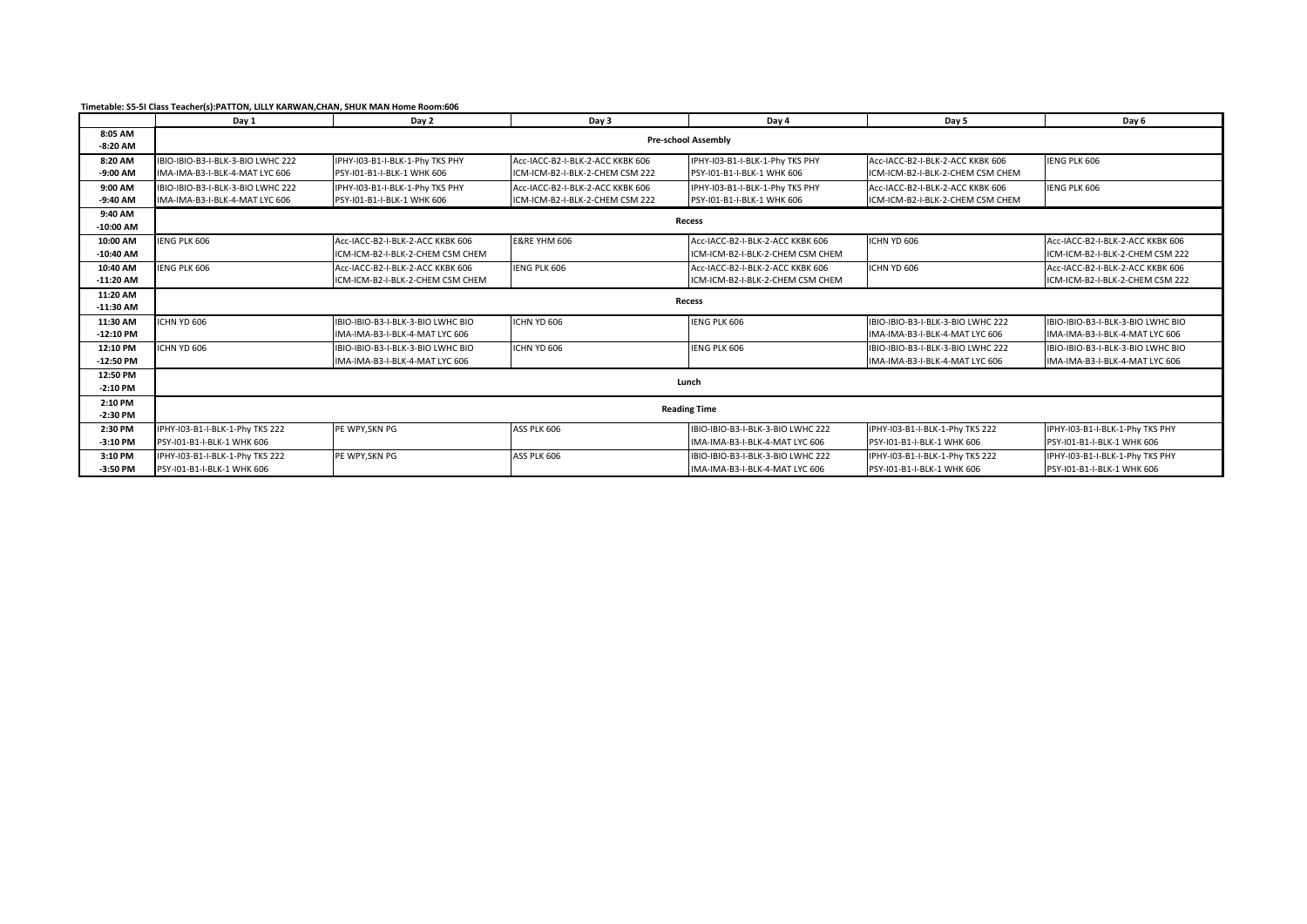**Timetable: S5-5I Class Teacher(s):PATTON, LILLY KARWAN,CHAN, SHUK MAN Home Room:606**

| | Day 1 | Day 2 | Day 3 | Day 4 | Day 5 | Day 6 |
|---|---|---|---|---|---|---|
| 8:05 AM -8:20 AM | Pre-school Assembly | | | | | |
| 8:20 AM -9:00 AM | IBIO-IBIO-B3-I-BLK-3-BIO LWHC 222<br>IMA-IMA-B3-I-BLK-4-MAT LYC 606 | IPHY-I03-B1-I-BLK-1-Phy TKS PHY<br>PSY-I01-B1-I-BLK-1 WHK 606 | Acc-IACC-B2-I-BLK-2-ACC KKBK 606<br>ICM-ICM-B2-I-BLK-2-CHEM CSM 222 | IPHY-I03-B1-I-BLK-1-Phy TKS PHY<br>PSY-I01-B1-I-BLK-1 WHK 606 | Acc-IACC-B2-I-BLK-2-ACC KKBK 606<br>ICM-ICM-B2-I-BLK-2-CHEM CSM CHEM | IENG PLK 606 |
| 9:00 AM -9:40 AM | IBIO-IBIO-B3-I-BLK-3-BIO LWHC 222<br>IMA-IMA-B3-I-BLK-4-MAT LYC 606 | IPHY-I03-B1-I-BLK-1-Phy TKS PHY<br>PSY-I01-B1-I-BLK-1 WHK 606 | Acc-IACC-B2-I-BLK-2-ACC KKBK 606<br>ICM-ICM-B2-I-BLK-2-CHEM CSM 222 | IPHY-I03-B1-I-BLK-1-Phy TKS PHY<br>PSY-I01-B1-I-BLK-1 WHK 606 | Acc-IACC-B2-I-BLK-2-ACC KKBK 606<br>ICM-ICM-B2-I-BLK-2-CHEM CSM CHEM | IENG PLK 606 |
| 9:40 AM -10:00 AM | Recess | | | | | |
| 10:00 AM -10:40 AM | IENG PLK 606 | Acc-IACC-B2-I-BLK-2-ACC KKBK 606<br>ICM-ICM-B2-I-BLK-2-CHEM CSM CHEM | E&RE YHM 606 | Acc-IACC-B2-I-BLK-2-ACC KKBK 606<br>ICM-ICM-B2-I-BLK-2-CHEM CSM CHEM | ICHN YD 606 | Acc-IACC-B2-I-BLK-2-ACC KKBK 606<br>ICM-ICM-B2-I-BLK-2-CHEM CSM 222 |
| 10:40 AM -11:20 AM | IENG PLK 606 | Acc-IACC-B2-I-BLK-2-ACC KKBK 606<br>ICM-ICM-B2-I-BLK-2-CHEM CSM CHEM | IENG PLK 606 | Acc-IACC-B2-I-BLK-2-ACC KKBK 606<br>ICM-ICM-B2-I-BLK-2-CHEM CSM CHEM | ICHN YD 606 | Acc-IACC-B2-I-BLK-2-ACC KKBK 606<br>ICM-ICM-B2-I-BLK-2-CHEM CSM 222 |
| 11:20 AM -11:30 AM | Recess | | | | | |
| 11:30 AM -12:10 PM | ICHN YD 606 | IBIO-IBIO-B3-I-BLK-3-BIO LWHC BIO<br>IMA-IMA-B3-I-BLK-4-MAT LYC 606 | ICHN YD 606 | IENG PLK 606 | IBIO-IBIO-B3-I-BLK-3-BIO LWHC 222<br>IMA-IMA-B3-I-BLK-4-MAT LYC 606 | IBIO-IBIO-B3-I-BLK-3-BIO LWHC BIO<br>IMA-IMA-B3-I-BLK-4-MAT LYC 606 |
| 12:10 PM -12:50 PM | ICHN YD 606 | IBIO-IBIO-B3-I-BLK-3-BIO LWHC BIO<br>IMA-IMA-B3-I-BLK-4-MAT LYC 606 | ICHN YD 606 | IENG PLK 606 | IBIO-IBIO-B3-I-BLK-3-BIO LWHC 222<br>IMA-IMA-B3-I-BLK-4-MAT LYC 606 | IBIO-IBIO-B3-I-BLK-3-BIO LWHC BIO<br>IMA-IMA-B3-I-BLK-4-MAT LYC 606 |
| 12:50 PM -2:10 PM | Lunch | | | | | |
| 2:10 PM -2:30 PM | Reading Time | | | | | |
| 2:30 PM -3:10 PM | IPHY-I03-B1-I-BLK-1-Phy TKS 222<br>PSY-I01-B1-I-BLK-1 WHK 606 | PE WPY,SKN PG | ASS PLK 606 | IBIO-IBIO-B3-I-BLK-3-BIO LWHC 222<br>IMA-IMA-B3-I-BLK-4-MAT LYC 606 | IPHY-I03-B1-I-BLK-1-Phy TKS 222<br>PSY-I01-B1-I-BLK-1 WHK 606 | IPHY-I03-B1-I-BLK-1-Phy TKS PHY<br>PSY-I01-B1-I-BLK-1 WHK 606 |
| 3:10 PM -3:50 PM | IPHY-I03-B1-I-BLK-1-Phy TKS 222<br>PSY-I01-B1-I-BLK-1 WHK 606 | PE WPY,SKN PG | ASS PLK 606 | IBIO-IBIO-B3-I-BLK-3-BIO LWHC 222<br>IMA-IMA-B3-I-BLK-4-MAT LYC 606 | IPHY-I03-B1-I-BLK-1-Phy TKS 222<br>PSY-I01-B1-I-BLK-1 WHK 606 | IPHY-I03-B1-I-BLK-1-Phy TKS PHY<br>PSY-I01-B1-I-BLK-1 WHK 606 |